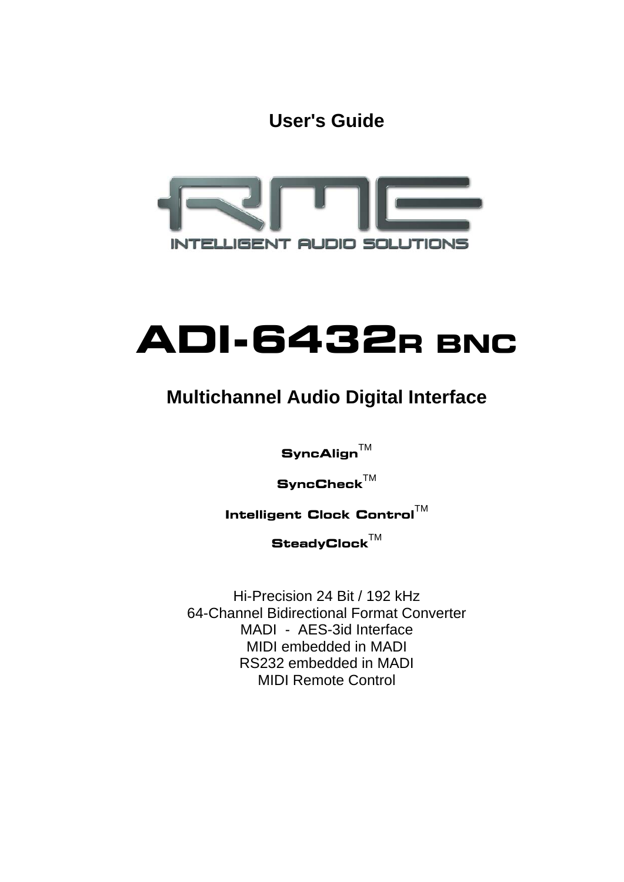# User's Guide

RME

INTELLIGENT AUDIO SOLUTIONS

# ADI-6432R BNC

## Multichannel Audio Digital Interface

**SyncAlign**™

**SyncCheck**™

**Intelligent Clock Control**™

**SteadyClock**™

Hi-Precision 24 Bit / 192 kHz
64-Channel Bidirectional Format Converter
MADI - AES-3id Interface
MIDI embedded in MADI
RS232 embedded in MADI
MIDI Remote Control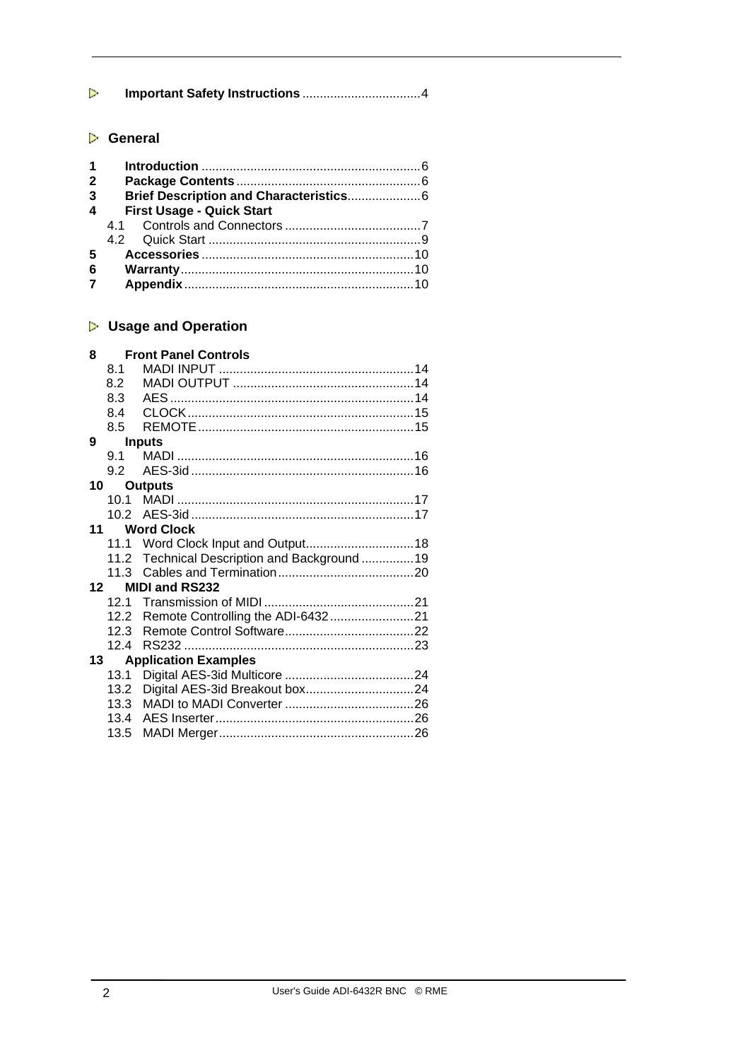**Important Safety Instructions** .................................4

## General

**1 Introduction** .............................................................6
**2 Package Contents** ....................................................6
**3 Brief Description and Characteristics**.....................6
**4 First Usage - Quick Start**
  4.1 Controls and Connectors .......................................7
  4.2 Quick Start ............................................................9
**5 Accessories** ............................................................10
**6 Warranty**..................................................................10
**7 Appendix**.................................................................10

## Usage and Operation

**8 Front Panel Controls**
  8.1 MADI INPUT ........................................................14
  8.2 MADI OUTPUT ....................................................14
  8.3 AES .....................................................................14
  8.4 CLOCK.................................................................15
  8.5 REMOTE.............................................................15
**9 Inputs**
  9.1 MADI ...................................................................16
  9.2 AES-3id ...............................................................16
**10 Outputs**
  10.1 MADI ...................................................................17
  10.2 AES-3id ...............................................................17
**11 Word Clock**
  11.1 Word Clock Input and Output...............................18
  11.2 Technical Description and Background ...............19
  11.3 Cables and Termination.......................................20
**12 MIDI and RS232**
  12.1 Transmission of MIDI ..........................................21
  12.2 Remote Controlling the ADI-6432........................21
  12.3 Remote Control Software.....................................22
  12.4 RS232 .................................................................23
**13 Application Examples**
  13.1 Digital AES-3id Multicore .....................................24
  13.2 Digital AES-3id Breakout box...............................24
  13.3 MADI to MADI Converter .....................................26
  13.4 AES Inserter.........................................................26
  13.5 MADI Merger.......................................................26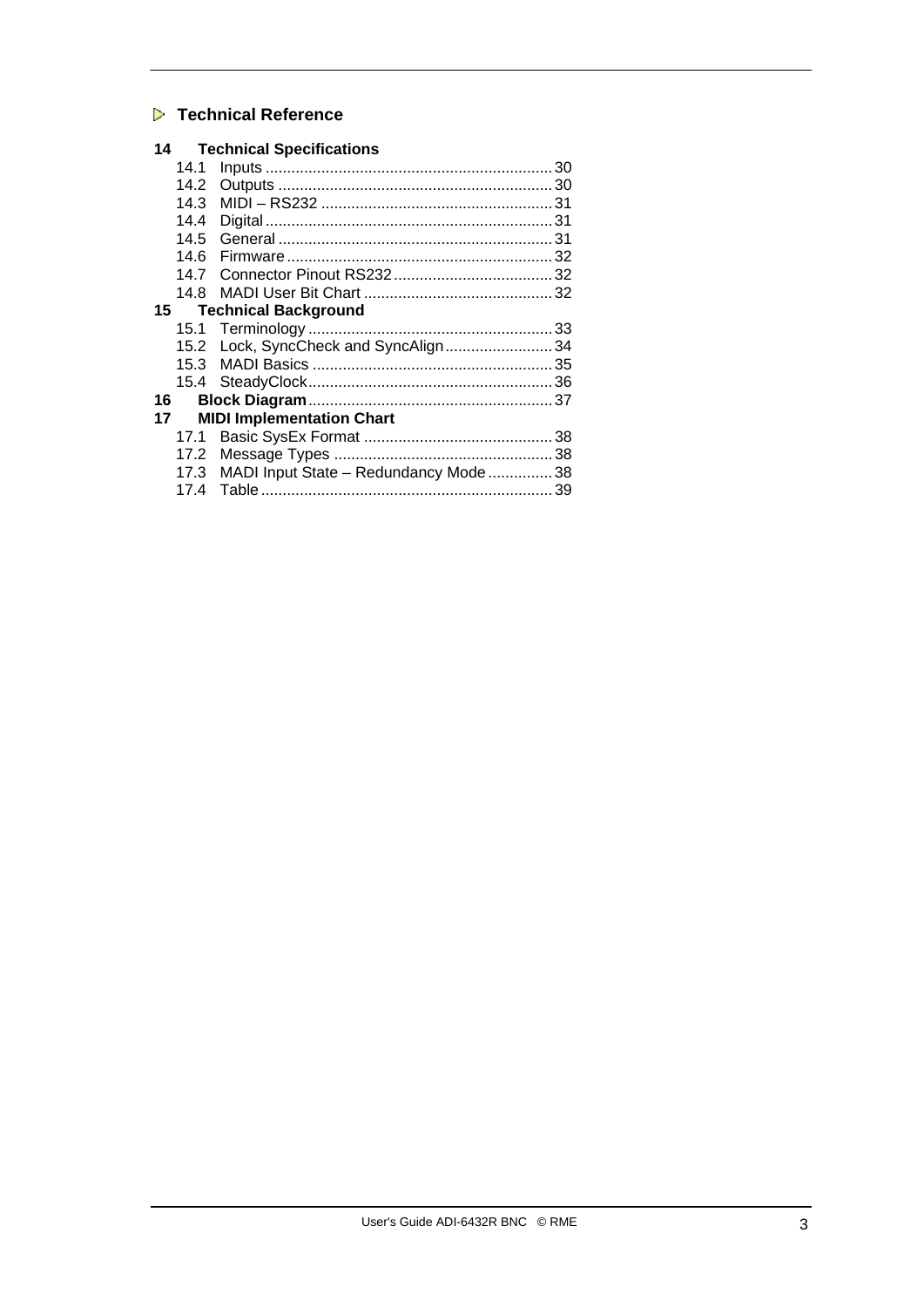## ▷ Technical Reference

**14 Technical Specifications**

- 14.1 Inputs ... 30
- 14.2 Outputs ... 30
- 14.3 MIDI – RS232 ... 31
- 14.4 Digital ... 31
- 14.5 General ... 31
- 14.6 Firmware ... 32
- 14.7 Connector Pinout RS232 ... 32
- 14.8 MADI User Bit Chart ... 32

**15 Technical Background**

- 15.1 Terminology ... 33
- 15.2 Lock, SyncCheck and SyncAlign ... 34
- 15.3 MADI Basics ... 35
- 15.4 SteadyClock ... 36

**16 Block Diagram** ... 37

**17 MIDI Implementation Chart**

- 17.1 Basic SysEx Format ... 38
- 17.2 Message Types ... 38
- 17.3 MADI Input State – Redundancy Mode ... 38
- 17.4 Table ... 39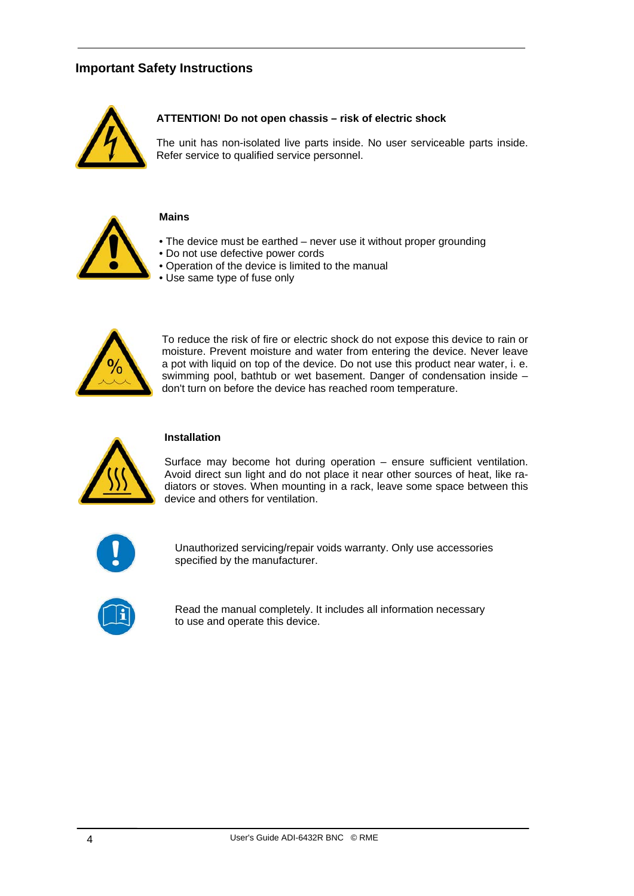## Important Safety Instructions

**ATTENTION! Do not open chassis – risk of electric shock**

The unit has non-isolated live parts inside. No user serviceable parts inside. Refer service to qualified service personnel.

**Mains**

- The device must be earthed – never use it without proper grounding
- Do not use defective power cords
- Operation of the device is limited to the manual
- Use same type of fuse only

To reduce the risk of fire or electric shock do not expose this device to rain or moisture. Prevent moisture and water from entering the device. Never leave a pot with liquid on top of the device. Do not use this product near water, i. e. swimming pool, bathtub or wet basement. Danger of condensation inside – don't turn on before the device has reached room temperature.

**Installation**

Surface may become hot during operation – ensure sufficient ventilation. Avoid direct sun light and do not place it near other sources of heat, like radiators or stoves. When mounting in a rack, leave some space between this device and others for ventilation.

Unauthorized servicing/repair voids warranty. Only use accessories specified by the manufacturer.

Read the manual completely. It includes all information necessary to use and operate this device.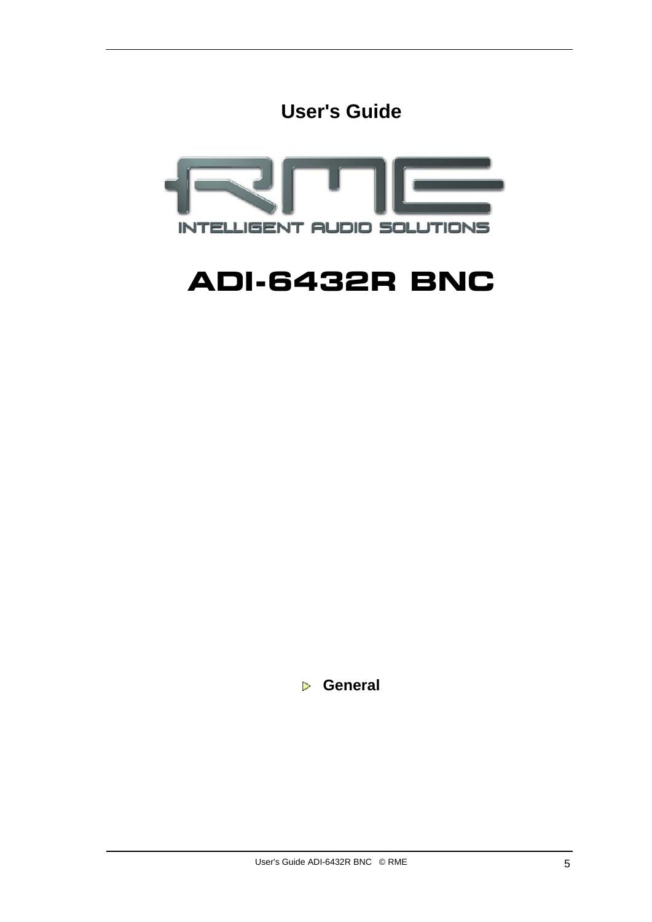# User's Guide

RME

INTELLIGENT AUDIO SOLUTIONS

# ADI-6432R BNC

## General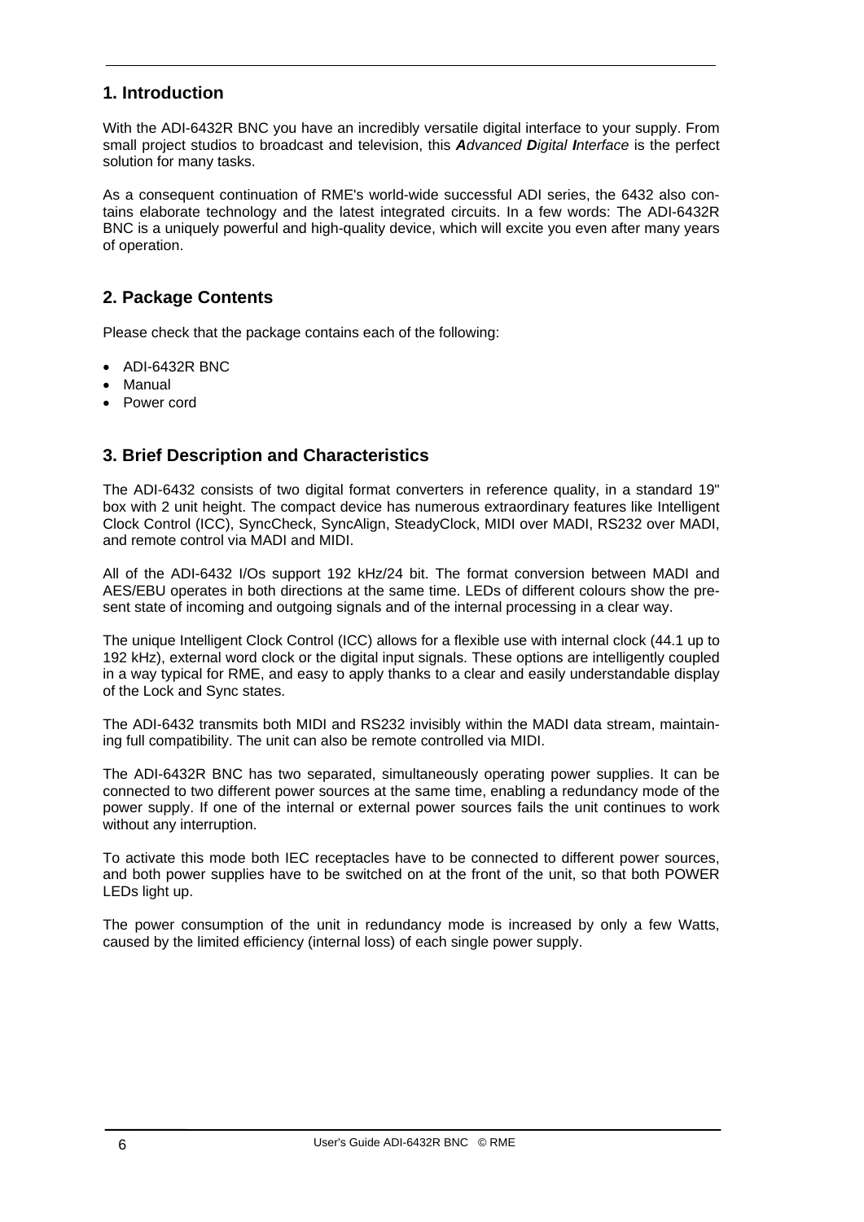## 1. Introduction

With the ADI-6432R BNC you have an incredibly versatile digital interface to your supply. From small project studios to broadcast and television, this ***A****dvanced* ***D****igital* ***I****nterface* is the perfect solution for many tasks.

As a consequent continuation of RME's world-wide successful ADI series, the 6432 also contains elaborate technology and the latest integrated circuits. In a few words: The ADI-6432R BNC is a uniquely powerful and high-quality device, which will excite you even after many years of operation.

## 2. Package Contents

Please check that the package contains each of the following:

- ADI-6432R BNC
- Manual
- Power cord

## 3. Brief Description and Characteristics

The ADI-6432 consists of two digital format converters in reference quality, in a standard 19" box with 2 unit height. The compact device has numerous extraordinary features like Intelligent Clock Control (ICC), SyncCheck, SyncAlign, SteadyClock, MIDI over MADI, RS232 over MADI, and remote control via MADI and MIDI.

All of the ADI-6432 I/Os support 192 kHz/24 bit. The format conversion between MADI and AES/EBU operates in both directions at the same time. LEDs of different colours show the present state of incoming and outgoing signals and of the internal processing in a clear way.

The unique Intelligent Clock Control (ICC) allows for a flexible use with internal clock (44.1 up to 192 kHz), external word clock or the digital input signals. These options are intelligently coupled in a way typical for RME, and easy to apply thanks to a clear and easily understandable display of the Lock and Sync states.

The ADI-6432 transmits both MIDI and RS232 invisibly within the MADI data stream, maintaining full compatibility. The unit can also be remote controlled via MIDI.

The ADI-6432R BNC has two separated, simultaneously operating power supplies. It can be connected to two different power sources at the same time, enabling a redundancy mode of the power supply. If one of the internal or external power sources fails the unit continues to work without any interruption.

To activate this mode both IEC receptacles have to be connected to different power sources, and both power supplies have to be switched on at the front of the unit, so that both POWER LEDs light up.

The power consumption of the unit in redundancy mode is increased by only a few Watts, caused by the limited efficiency (internal loss) of each single power supply.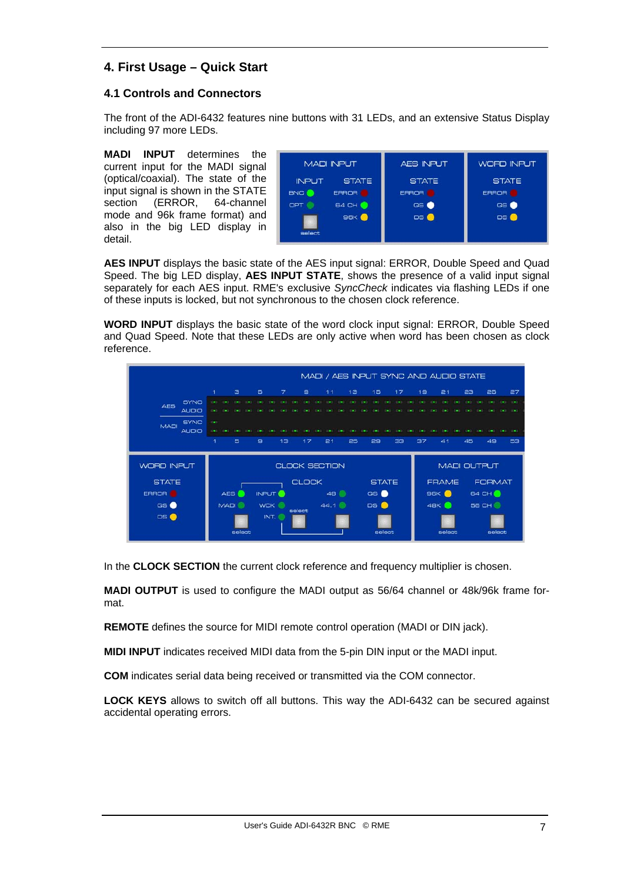# 4. First Usage – Quick Start

## 4.1 Controls and Connectors

The front of the ADI-6432 features nine buttons with 31 LEDs, and an extensive Status Display including 97 more LEDs.

**MADI INPUT** determines the current input for the MADI signal (optical/coaxial). The state of the input signal is shown in the STATE section (ERROR, 64-channel mode and 96k frame format) and also in the big LED display in detail.

**AES INPUT** displays the basic state of the AES input signal: ERROR, Double Speed and Quad Speed. The big LED display, **AES INPUT STATE**, shows the presence of a valid input signal separately for each AES input. RME's exclusive *SyncCheck* indicates via flashing LEDs if one of these inputs is locked, but not synchronous to the chosen clock reference.

**WORD INPUT** displays the basic state of the word clock input signal: ERROR, Double Speed and Quad Speed. Note that these LEDs are only active when word has been chosen as clock reference.

In the **CLOCK SECTION** the current clock reference and frequency multiplier is chosen.

**MADI OUTPUT** is used to configure the MADI output as 56/64 channel or 48k/96k frame format.

**REMOTE** defines the source for MIDI remote control operation (MADI or DIN jack).

**MIDI INPUT** indicates received MIDI data from the 5-pin DIN input or the MADI input.

**COM** indicates serial data being received or transmitted via the COM connector.

**LOCK KEYS** allows to switch off all buttons. This way the ADI-6432 can be secured against accidental operating errors.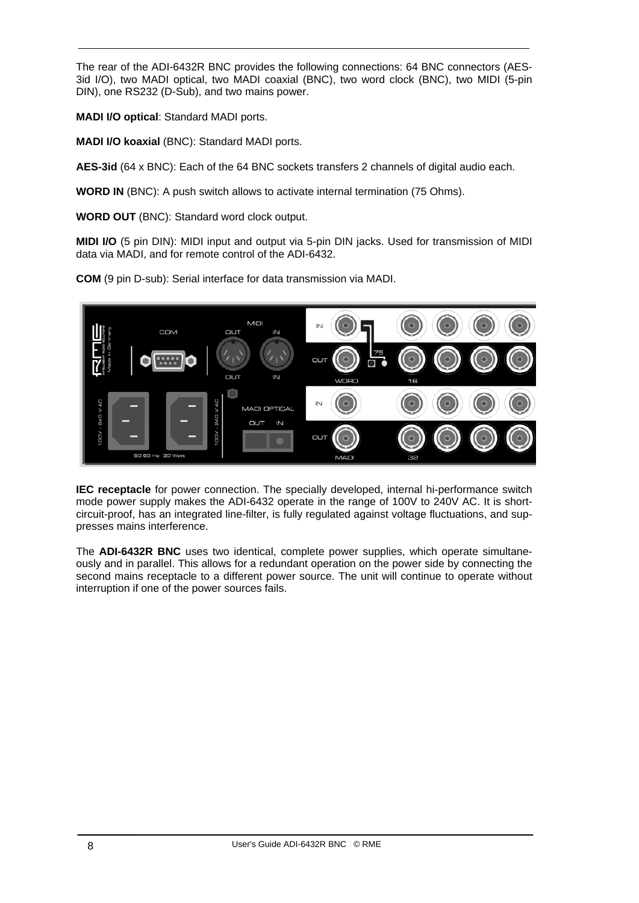The rear of the ADI-6432R BNC provides the following connections: 64 BNC connectors (AES-3id I/O), two MADI optical, two MADI coaxial (BNC), two word clock (BNC), two MIDI (5-pin DIN), one RS232 (D-Sub), and two mains power.

**MADI I/O optical**: Standard MADI ports.

**MADI I/O koaxial** (BNC): Standard MADI ports.

**AES-3id** (64 x BNC): Each of the 64 BNC sockets transfers 2 channels of digital audio each.

**WORD IN** (BNC): A push switch allows to activate internal termination (75 Ohms).

**WORD OUT** (BNC): Standard word clock output.

**MIDI I/O** (5 pin DIN): MIDI input and output via 5-pin DIN jacks. Used for transmission of MIDI data via MADI, and for remote control of the ADI-6432.

**COM** (9 pin D-sub): Serial interface for data transmission via MADI.

**IEC receptacle** for power connection. The specially developed, internal hi-performance switch mode power supply makes the ADI-6432 operate in the range of 100V to 240V AC. It is short-circuit-proof, has an integrated line-filter, is fully regulated against voltage fluctuations, and suppresses mains interference.

The **ADI-6432R BNC** uses two identical, complete power supplies, which operate simultaneously and in parallel. This allows for a redundant operation on the power side by connecting the second mains receptacle to a different power source. The unit will continue to operate without interruption if one of the power sources fails.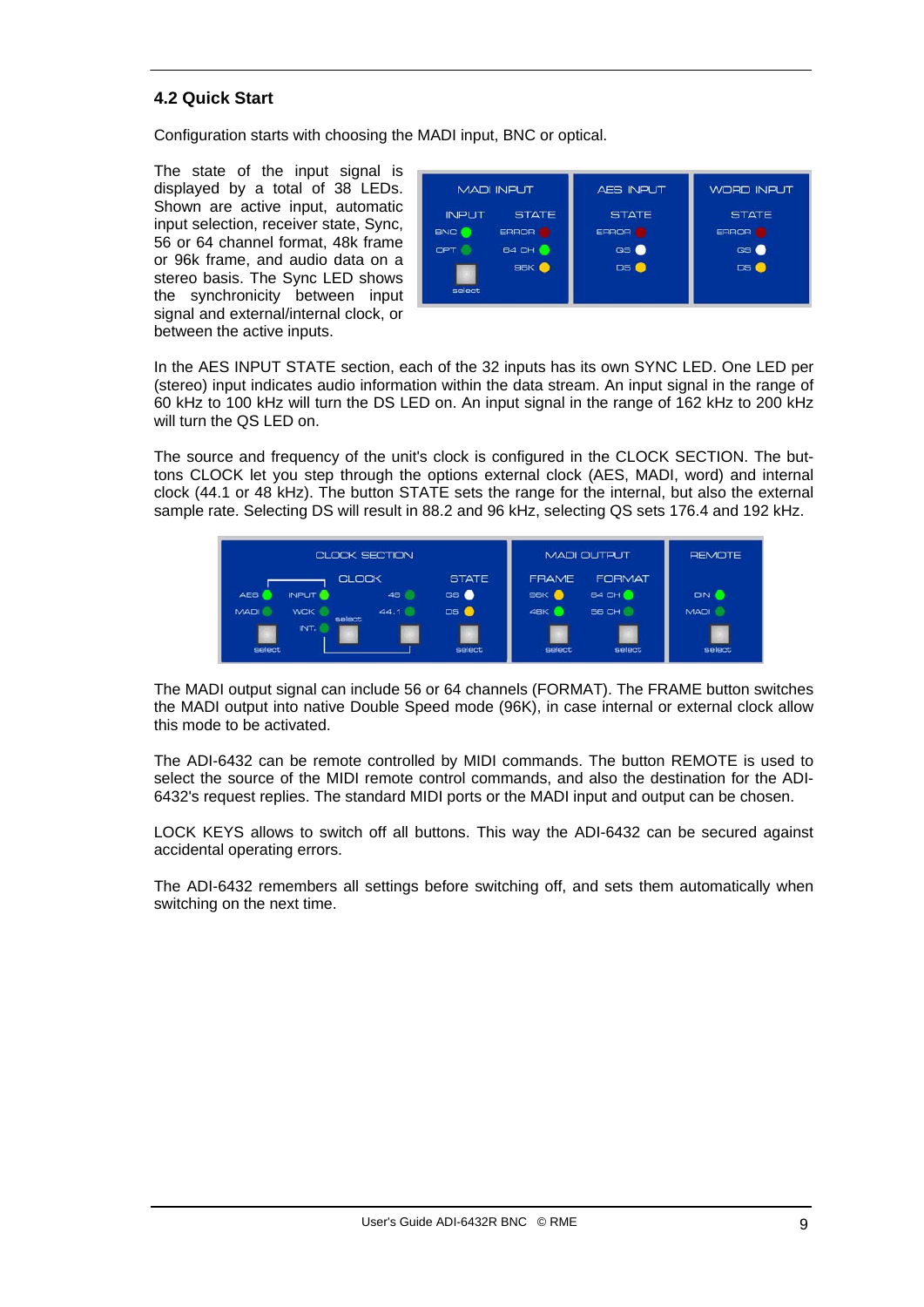### 4.2 Quick Start

Configuration starts with choosing the MADI input, BNC or optical.

The state of the input signal is displayed by a total of 38 LEDs. Shown are active input, automatic input selection, receiver state, Sync, 56 or 64 channel format, 48k frame or 96k frame, and audio data on a stereo basis. The Sync LED shows the synchronicity between input signal and external/internal clock, or between the active inputs.

In the AES INPUT STATE section, each of the 32 inputs has its own SYNC LED. One LED per (stereo) input indicates audio information within the data stream. An input signal in the range of 60 kHz to 100 kHz will turn the DS LED on. An input signal in the range of 162 kHz to 200 kHz will turn the QS LED on.

The source and frequency of the unit's clock is configured in the CLOCK SECTION. The buttons CLOCK let you step through the options external clock (AES, MADI, word) and internal clock (44.1 or 48 kHz). The button STATE sets the range for the internal, but also the external sample rate. Selecting DS will result in 88.2 and 96 kHz, selecting QS sets 176.4 and 192 kHz.

The MADI output signal can include 56 or 64 channels (FORMAT). The FRAME button switches the MADI output into native Double Speed mode (96K), in case internal or external clock allow this mode to be activated.

The ADI-6432 can be remote controlled by MIDI commands. The button REMOTE is used to select the source of the MIDI remote control commands, and also the destination for the ADI-6432's request replies. The standard MIDI ports or the MADI input and output can be chosen.

LOCK KEYS allows to switch off all buttons. This way the ADI-6432 can be secured against accidental operating errors.

The ADI-6432 remembers all settings before switching off, and sets them automatically when switching on the next time.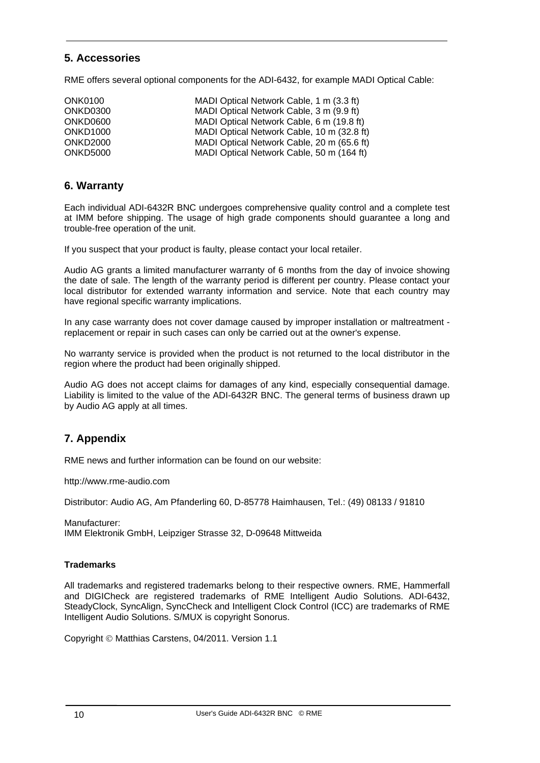## 5. Accessories

RME offers several optional components for the ADI-6432, for example MADI Optical Cable:

| | |
|---|---|
| ONK0100 | MADI Optical Network Cable, 1 m (3.3 ft) |
| ONKD0300 | MADI Optical Network Cable, 3 m (9.9 ft) |
| ONKD0600 | MADI Optical Network Cable, 6 m (19.8 ft) |
| ONKD1000 | MADI Optical Network Cable, 10 m (32.8 ft) |
| ONKD2000 | MADI Optical Network Cable, 20 m (65.6 ft) |
| ONKD5000 | MADI Optical Network Cable, 50 m (164 ft) |

## 6. Warranty

Each individual ADI-6432R BNC undergoes comprehensive quality control and a complete test at IMM before shipping. The usage of high grade components should guarantee a long and trouble-free operation of the unit.

If you suspect that your product is faulty, please contact your local retailer.

Audio AG grants a limited manufacturer warranty of 6 months from the day of invoice showing the date of sale. The length of the warranty period is different per country. Please contact your local distributor for extended warranty information and service. Note that each country may have regional specific warranty implications.

In any case warranty does not cover damage caused by improper installation or maltreatment - replacement or repair in such cases can only be carried out at the owner's expense.

No warranty service is provided when the product is not returned to the local distributor in the region where the product had been originally shipped.

Audio AG does not accept claims for damages of any kind, especially consequential damage. Liability is limited to the value of the ADI-6432R BNC. The general terms of business drawn up by Audio AG apply at all times.

## 7. Appendix

RME news and further information can be found on our website:

http://www.rme-audio.com

Distributor: Audio AG, Am Pfanderling 60, D-85778 Haimhausen, Tel.: (49) 08133 / 91810

Manufacturer:
IMM Elektronik GmbH, Leipziger Strasse 32, D-09648 Mittweida

**Trademarks**

All trademarks and registered trademarks belong to their respective owners. RME, Hammerfall and DIGICheck are registered trademarks of RME Intelligent Audio Solutions. ADI-6432, SteadyClock, SyncAlign, SyncCheck and Intelligent Clock Control (ICC) are trademarks of RME Intelligent Audio Solutions. S/MUX is copyright Sonorus.

Copyright © Matthias Carstens, 04/2011. Version 1.1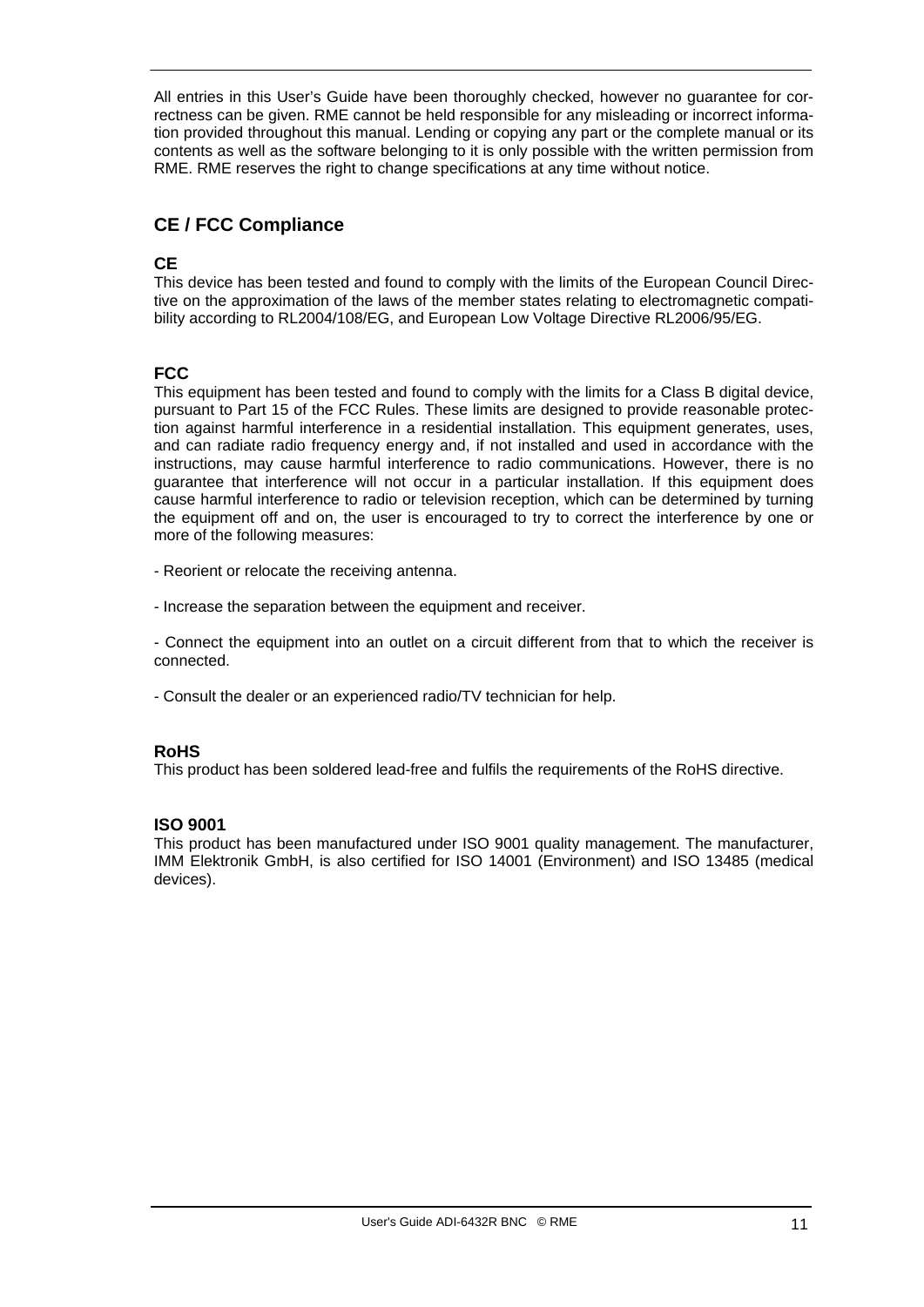All entries in this User's Guide have been thoroughly checked, however no guarantee for correctness can be given. RME cannot be held responsible for any misleading or incorrect information provided throughout this manual. Lending or copying any part or the complete manual or its contents as well as the software belonging to it is only possible with the written permission from RME. RME reserves the right to change specifications at any time without notice.

## CE / FCC Compliance

### CE

This device has been tested and found to comply with the limits of the European Council Directive on the approximation of the laws of the member states relating to electromagnetic compatibility according to RL2004/108/EG, and European Low Voltage Directive RL2006/95/EG.

### FCC

This equipment has been tested and found to comply with the limits for a Class B digital device, pursuant to Part 15 of the FCC Rules. These limits are designed to provide reasonable protection against harmful interference in a residential installation. This equipment generates, uses, and can radiate radio frequency energy and, if not installed and used in accordance with the instructions, may cause harmful interference to radio communications. However, there is no guarantee that interference will not occur in a particular installation. If this equipment does cause harmful interference to radio or television reception, which can be determined by turning the equipment off and on, the user is encouraged to try to correct the interference by one or more of the following measures:

- Reorient or relocate the receiving antenna.

- Increase the separation between the equipment and receiver.

- Connect the equipment into an outlet on a circuit different from that to which the receiver is connected.

- Consult the dealer or an experienced radio/TV technician for help.

### RoHS

This product has been soldered lead-free and fulfils the requirements of the RoHS directive.

### ISO 9001

This product has been manufactured under ISO 9001 quality management. The manufacturer, IMM Elektronik GmbH, is also certified for ISO 14001 (Environment) and ISO 13485 (medical devices).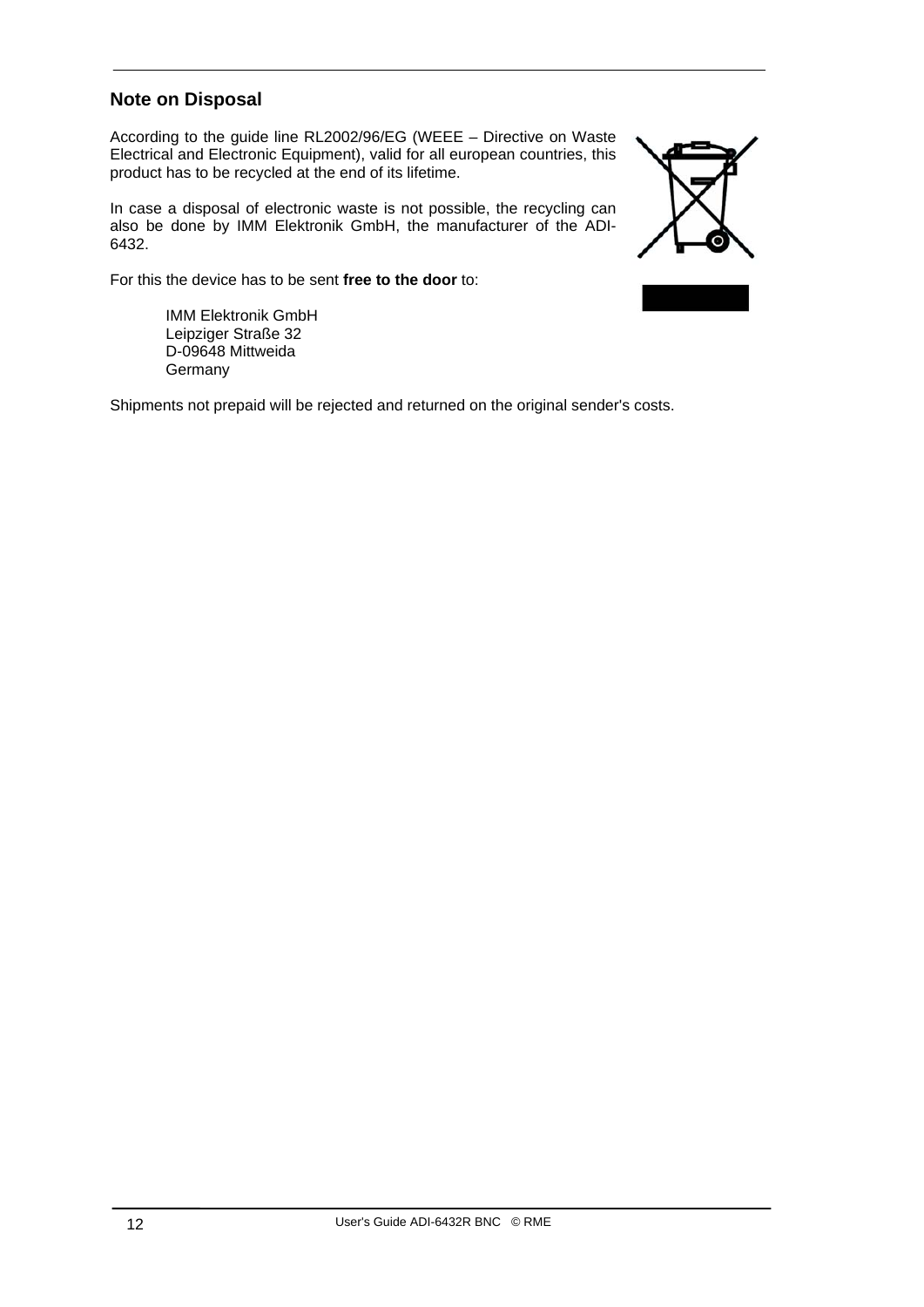## Note on Disposal

According to the guide line RL2002/96/EG (WEEE – Directive on Waste Electrical and Electronic Equipment), valid for all european countries, this product has to be recycled at the end of its lifetime.

In case a disposal of electronic waste is not possible, the recycling can also be done by IMM Elektronik GmbH, the manufacturer of the ADI-6432.

For this the device has to be sent **free to the door** to:

> IMM Elektronik GmbH
> Leipziger Straße 32
> D-09648 Mittweida
> Germany

Shipments not prepaid will be rejected and returned on the original sender's costs.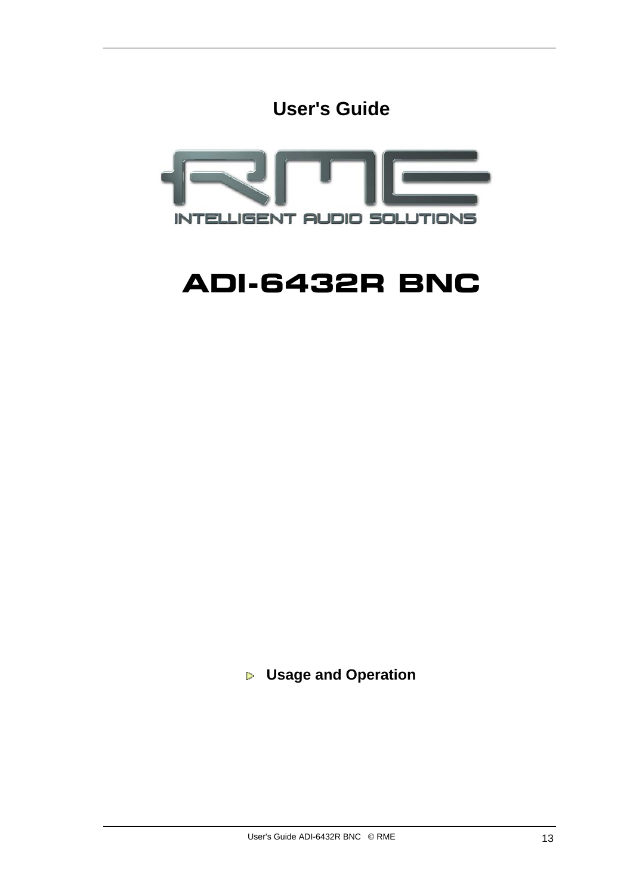# User's Guide

RME

INTELLIGENT AUDIO SOLUTIONS

# ADI-6432R BNC

## Usage and Operation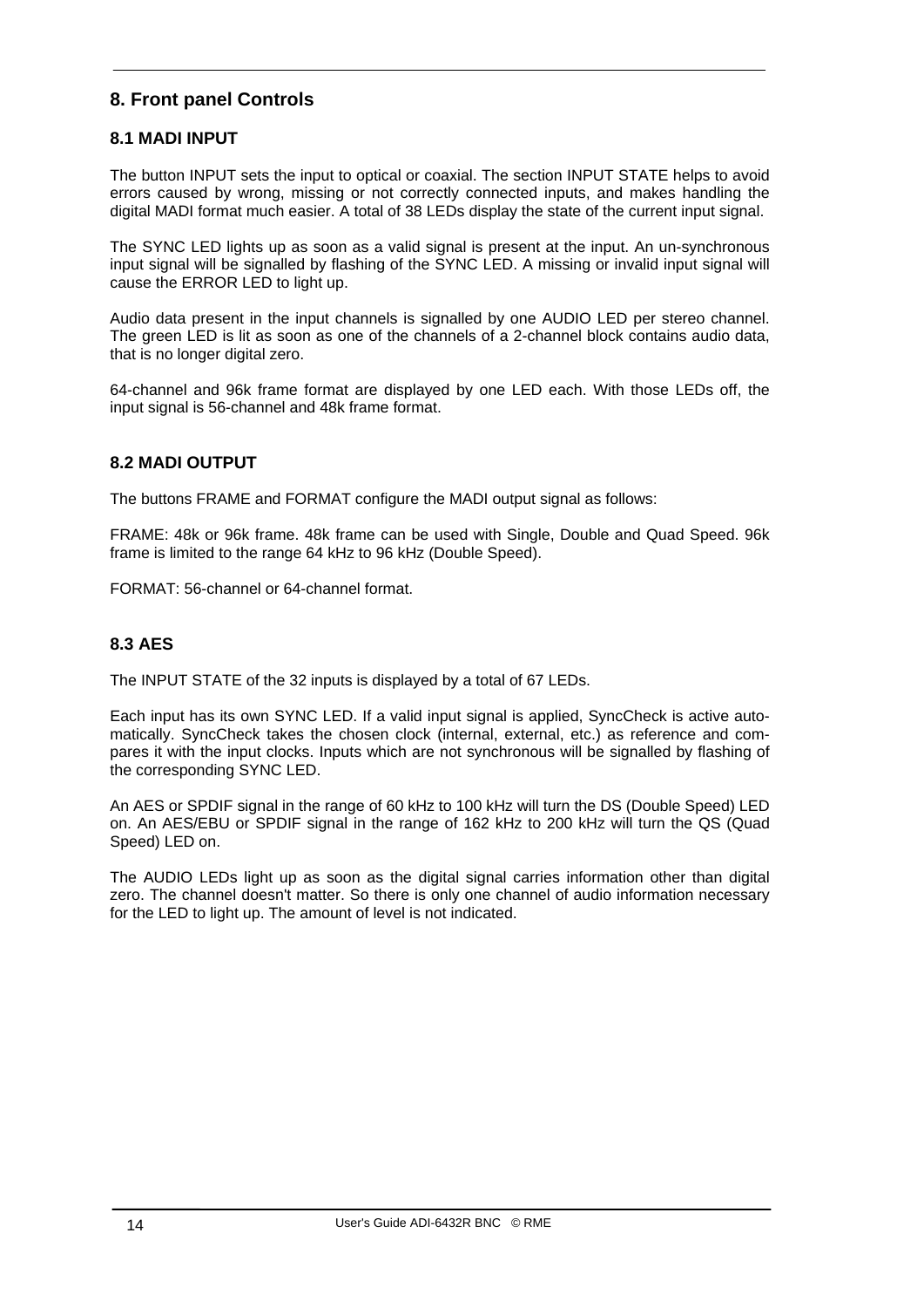# 8. Front panel Controls

## 8.1 MADI INPUT

The button INPUT sets the input to optical or coaxial. The section INPUT STATE helps to avoid errors caused by wrong, missing or not correctly connected inputs, and makes handling the digital MADI format much easier. A total of 38 LEDs display the state of the current input signal.

The SYNC LED lights up as soon as a valid signal is present at the input. An un-synchronous input signal will be signalled by flashing of the SYNC LED. A missing or invalid input signal will cause the ERROR LED to light up.

Audio data present in the input channels is signalled by one AUDIO LED per stereo channel. The green LED is lit as soon as one of the channels of a 2-channel block contains audio data, that is no longer digital zero.

64-channel and 96k frame format are displayed by one LED each. With those LEDs off, the input signal is 56-channel and 48k frame format.

## 8.2 MADI OUTPUT

The buttons FRAME and FORMAT configure the MADI output signal as follows:

FRAME: 48k or 96k frame. 48k frame can be used with Single, Double and Quad Speed. 96k frame is limited to the range 64 kHz to 96 kHz (Double Speed).

FORMAT: 56-channel or 64-channel format.

## 8.3 AES

The INPUT STATE of the 32 inputs is displayed by a total of 67 LEDs.

Each input has its own SYNC LED. If a valid input signal is applied, SyncCheck is active automatically. SyncCheck takes the chosen clock (internal, external, etc.) as reference and compares it with the input clocks. Inputs which are not synchronous will be signalled by flashing of the corresponding SYNC LED.

An AES or SPDIF signal in the range of 60 kHz to 100 kHz will turn the DS (Double Speed) LED on. An AES/EBU or SPDIF signal in the range of 162 kHz to 200 kHz will turn the QS (Quad Speed) LED on.

The AUDIO LEDs light up as soon as the digital signal carries information other than digital zero. The channel doesn't matter. So there is only one channel of audio information necessary for the LED to light up. The amount of level is not indicated.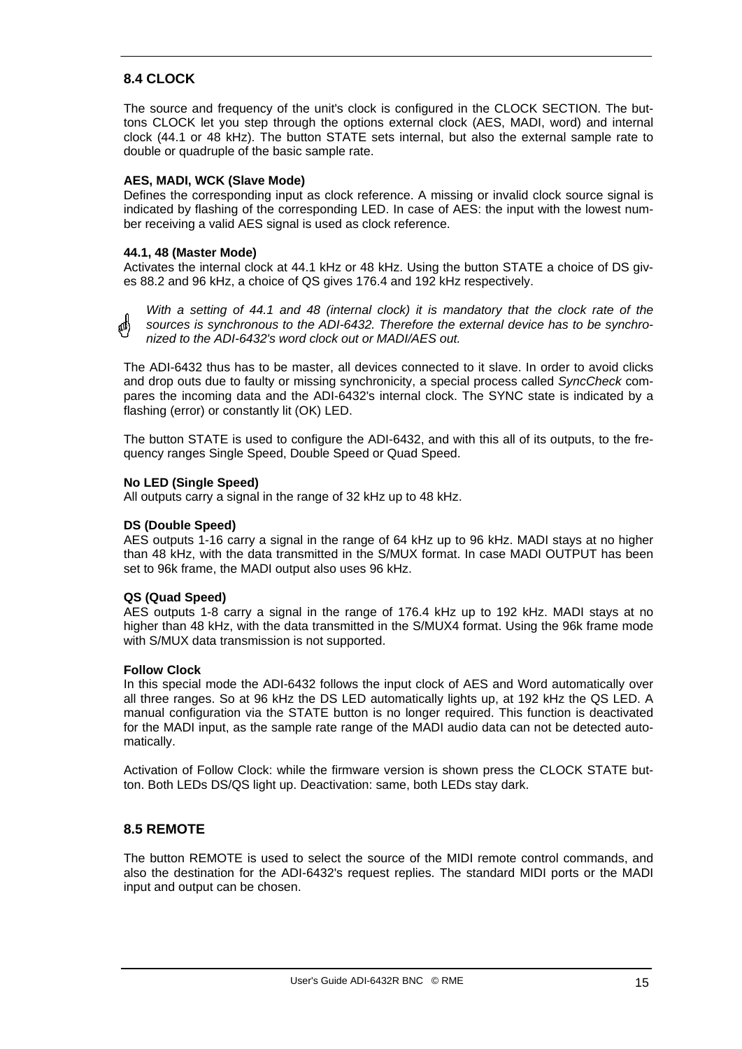## 8.4 CLOCK

The source and frequency of the unit's clock is configured in the CLOCK SECTION. The buttons CLOCK let you step through the options external clock (AES, MADI, word) and internal clock (44.1 or 48 kHz). The button STATE sets internal, but also the external sample rate to double or quadruple of the basic sample rate.

**AES, MADI, WCK (Slave Mode)**
Defines the corresponding input as clock reference. A missing or invalid clock source signal is indicated by flashing of the corresponding LED. In case of AES: the input with the lowest number receiving a valid AES signal is used as clock reference.

**44.1, 48 (Master Mode)**
Activates the internal clock at 44.1 kHz or 48 kHz. Using the button STATE a choice of DS gives 88.2 and 96 kHz, a choice of QS gives 176.4 and 192 kHz respectively.

*With a setting of 44.1 and 48 (internal clock) it is mandatory that the clock rate of the sources is synchronous to the ADI-6432. Therefore the external device has to be synchronized to the ADI-6432's word clock out or MADI/AES out.*

The ADI-6432 thus has to be master, all devices connected to it slave. In order to avoid clicks and drop outs due to faulty or missing synchronicity, a special process called *SyncCheck* compares the incoming data and the ADI-6432's internal clock. The SYNC state is indicated by a flashing (error) or constantly lit (OK) LED.

The button STATE is used to configure the ADI-6432, and with this all of its outputs, to the frequency ranges Single Speed, Double Speed or Quad Speed.

**No LED (Single Speed)**
All outputs carry a signal in the range of 32 kHz up to 48 kHz.

**DS (Double Speed)**
AES outputs 1-16 carry a signal in the range of 64 kHz up to 96 kHz. MADI stays at no higher than 48 kHz, with the data transmitted in the S/MUX format. In case MADI OUTPUT has been set to 96k frame, the MADI output also uses 96 kHz.

**QS (Quad Speed)**
AES outputs 1-8 carry a signal in the range of 176.4 kHz up to 192 kHz. MADI stays at no higher than 48 kHz, with the data transmitted in the S/MUX4 format. Using the 96k frame mode with S/MUX data transmission is not supported.

**Follow Clock**
In this special mode the ADI-6432 follows the input clock of AES and Word automatically over all three ranges. So at 96 kHz the DS LED automatically lights up, at 192 kHz the QS LED. A manual configuration via the STATE button is no longer required. This function is deactivated for the MADI input, as the sample rate range of the MADI audio data can not be detected automatically.

Activation of Follow Clock: while the firmware version is shown press the CLOCK STATE button. Both LEDs DS/QS light up. Deactivation: same, both LEDs stay dark.

## 8.5 REMOTE

The button REMOTE is used to select the source of the MIDI remote control commands, and also the destination for the ADI-6432's request replies. The standard MIDI ports or the MADI input and output can be chosen.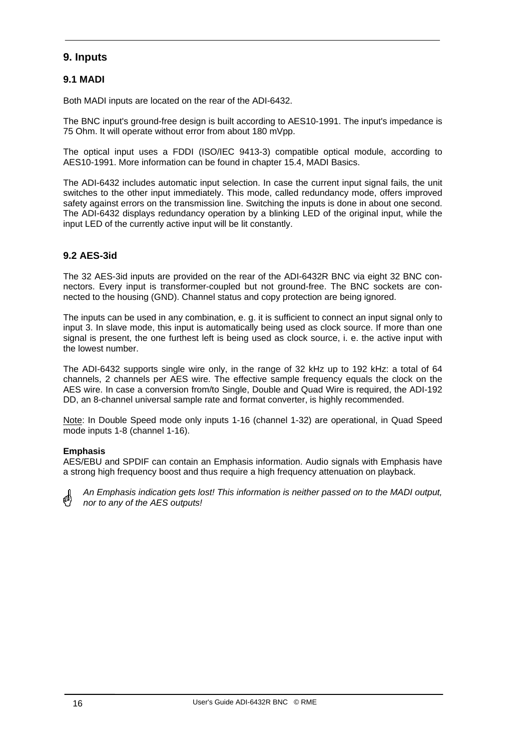## 9. Inputs

### 9.1 MADI

Both MADI inputs are located on the rear of the ADI-6432.

The BNC input's ground-free design is built according to AES10-1991. The input's impedance is 75 Ohm. It will operate without error from about 180 mVpp.

The optical input uses a FDDI (ISO/IEC 9413-3) compatible optical module, according to AES10-1991. More information can be found in chapter 15.4, MADI Basics.

The ADI-6432 includes automatic input selection. In case the current input signal fails, the unit switches to the other input immediately. This mode, called redundancy mode, offers improved safety against errors on the transmission line. Switching the inputs is done in about one second. The ADI-6432 displays redundancy operation by a blinking LED of the original input, while the input LED of the currently active input will be lit constantly.

### 9.2 AES-3id

The 32 AES-3id inputs are provided on the rear of the ADI-6432R BNC via eight 32 BNC connectors. Every input is transformer-coupled but not ground-free. The BNC sockets are connected to the housing (GND). Channel status and copy protection are being ignored.

The inputs can be used in any combination, e. g. it is sufficient to connect an input signal only to input 3. In slave mode, this input is automatically being used as clock source. If more than one signal is present, the one furthest left is being used as clock source, i. e. the active input with the lowest number.

The ADI-6432 supports single wire only, in the range of 32 kHz up to 192 kHz: a total of 64 channels, 2 channels per AES wire. The effective sample frequency equals the clock on the AES wire. In case a conversion from/to Single, Double and Quad Wire is required, the ADI-192 DD, an 8-channel universal sample rate and format converter, is highly recommended.

Note: In Double Speed mode only inputs 1-16 (channel 1-32) are operational, in Quad Speed mode inputs 1-8 (channel 1-16).

**Emphasis**
AES/EBU and SPDIF can contain an Emphasis information. Audio signals with Emphasis have a strong high frequency boost and thus require a high frequency attenuation on playback.

☝ *An Emphasis indication gets lost! This information is neither passed on to the MADI output, nor to any of the AES outputs!*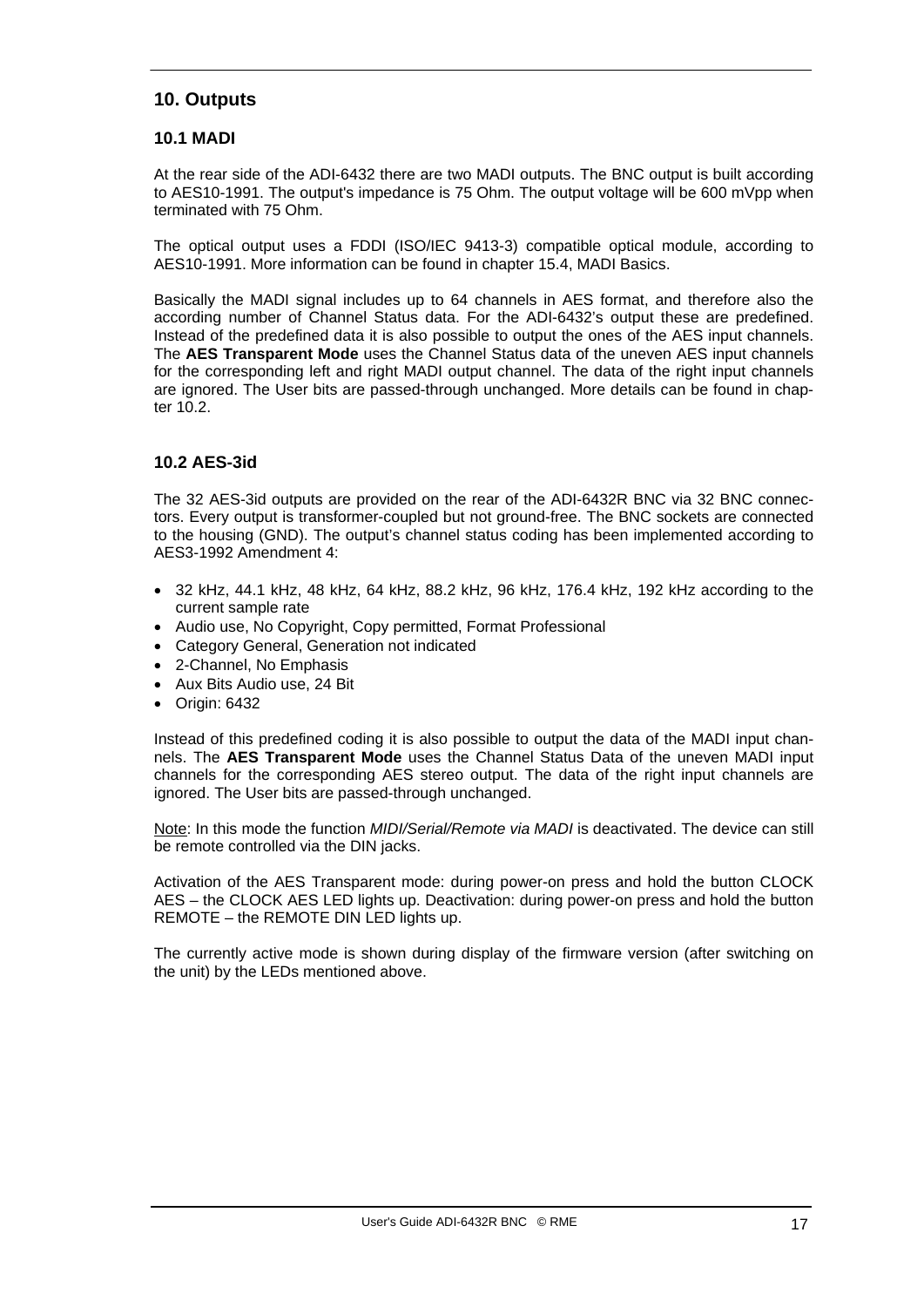## 10. Outputs

### 10.1 MADI

At the rear side of the ADI-6432 there are two MADI outputs. The BNC output is built according to AES10-1991. The output's impedance is 75 Ohm. The output voltage will be 600 mVpp when terminated with 75 Ohm.

The optical output uses a FDDI (ISO/IEC 9413-3) compatible optical module, according to AES10-1991. More information can be found in chapter 15.4, MADI Basics.

Basically the MADI signal includes up to 64 channels in AES format, and therefore also the according number of Channel Status data. For the ADI-6432's output these are predefined. Instead of the predefined data it is also possible to output the ones of the AES input channels. The **AES Transparent Mode** uses the Channel Status data of the uneven AES input channels for the corresponding left and right MADI output channel. The data of the right input channels are ignored. The User bits are passed-through unchanged. More details can be found in chapter 10.2.

### 10.2 AES-3id

The 32 AES-3id outputs are provided on the rear of the ADI-6432R BNC via 32 BNC connectors. Every output is transformer-coupled but not ground-free. The BNC sockets are connected to the housing (GND). The output's channel status coding has been implemented according to AES3-1992 Amendment 4:

- 32 kHz, 44.1 kHz, 48 kHz, 64 kHz, 88.2 kHz, 96 kHz, 176.4 kHz, 192 kHz according to the current sample rate
- Audio use, No Copyright, Copy permitted, Format Professional
- Category General, Generation not indicated
- 2-Channel, No Emphasis
- Aux Bits Audio use, 24 Bit
- Origin: 6432

Instead of this predefined coding it is also possible to output the data of the MADI input channels. The **AES Transparent Mode** uses the Channel Status Data of the uneven MADI input channels for the corresponding AES stereo output. The data of the right input channels are ignored. The User bits are passed-through unchanged.

Note: In this mode the function *MIDI/Serial/Remote via MADI* is deactivated. The device can still be remote controlled via the DIN jacks.

Activation of the AES Transparent mode: during power-on press and hold the button CLOCK AES – the CLOCK AES LED lights up. Deactivation: during power-on press and hold the button REMOTE – the REMOTE DIN LED lights up.

The currently active mode is shown during display of the firmware version (after switching on the unit) by the LEDs mentioned above.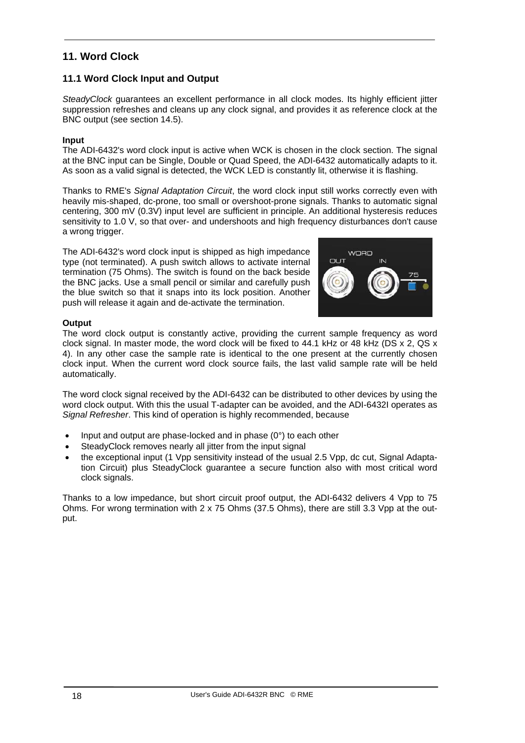## 11. Word Clock

### 11.1 Word Clock Input and Output

*SteadyClock* guarantees an excellent performance in all clock modes. Its highly efficient jitter suppression refreshes and cleans up any clock signal, and provides it as reference clock at the BNC output (see section 14.5).

**Input**
The ADI-6432's word clock input is active when WCK is chosen in the clock section. The signal at the BNC input can be Single, Double or Quad Speed, the ADI-6432 automatically adapts to it. As soon as a valid signal is detected, the WCK LED is constantly lit, otherwise it is flashing.

Thanks to RME's *Signal Adaptation Circuit*, the word clock input still works correctly even with heavily mis-shaped, dc-prone, too small or overshoot-prone signals. Thanks to automatic signal centering, 300 mV (0.3V) input level are sufficient in principle. An additional hysteresis reduces sensitivity to 1.0 V, so that over- and undershoots and high frequency disturbances don't cause a wrong trigger.

The ADI-6432's word clock input is shipped as high impedance type (not terminated). A push switch allows to activate internal termination (75 Ohms). The switch is found on the back beside the BNC jacks. Use a small pencil or similar and carefully push the blue switch so that it snaps into its lock position. Another push will release it again and de-activate the termination.

**Output**
The word clock output is constantly active, providing the current sample frequency as word clock signal. In master mode, the word clock will be fixed to 44.1 kHz or 48 kHz (DS x 2, QS x 4). In any other case the sample rate is identical to the one present at the currently chosen clock input. When the current word clock source fails, the last valid sample rate will be held automatically.

The word clock signal received by the ADI-6432 can be distributed to other devices by using the word clock output. With this the usual T-adapter can be avoided, and the ADI-6432I operates as *Signal Refresher*. This kind of operation is highly recommended, because

- Input and output are phase-locked and in phase (0°) to each other
- SteadyClock removes nearly all jitter from the input signal
- the exceptional input (1 Vpp sensitivity instead of the usual 2.5 Vpp, dc cut, Signal Adaptation Circuit) plus SteadyClock guarantee a secure function also with most critical word clock signals.

Thanks to a low impedance, but short circuit proof output, the ADI-6432 delivers 4 Vpp to 75 Ohms. For wrong termination with 2 x 75 Ohms (37.5 Ohms), there are still 3.3 Vpp at the output.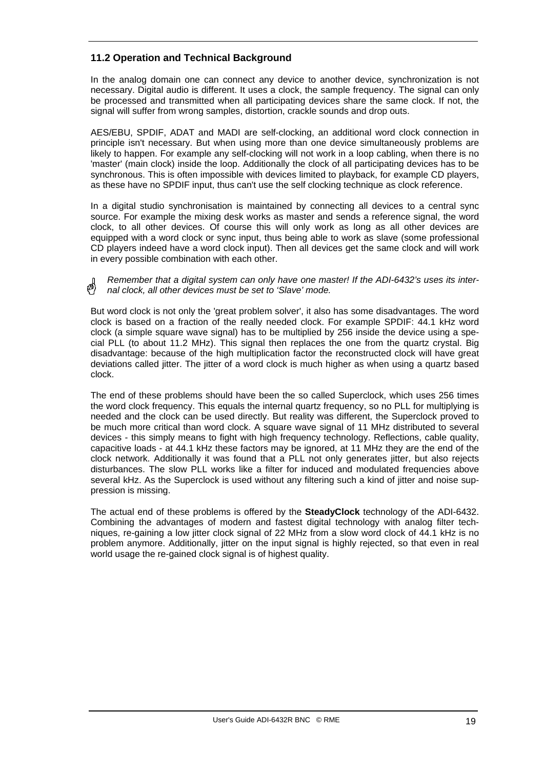## 11.2 Operation and Technical Background

In the analog domain one can connect any device to another device, synchronization is not necessary. Digital audio is different. It uses a clock, the sample frequency. The signal can only be processed and transmitted when all participating devices share the same clock. If not, the signal will suffer from wrong samples, distortion, crackle sounds and drop outs.

AES/EBU, SPDIF, ADAT and MADI are self-clocking, an additional word clock connection in principle isn't necessary. But when using more than one device simultaneously problems are likely to happen. For example any self-clocking will not work in a loop cabling, when there is no 'master' (main clock) inside the loop. Additionally the clock of all participating devices has to be synchronous. This is often impossible with devices limited to playback, for example CD players, as these have no SPDIF input, thus can't use the self clocking technique as clock reference.

In a digital studio synchronisation is maintained by connecting all devices to a central sync source. For example the mixing desk works as master and sends a reference signal, the word clock, to all other devices. Of course this will only work as long as all other devices are equipped with a word clock or sync input, thus being able to work as slave (some professional CD players indeed have a word clock input). Then all devices get the same clock and will work in every possible combination with each other.

*Remember that a digital system can only have one master! If the ADI-6432's uses its internal clock, all other devices must be set to 'Slave' mode.*

But word clock is not only the 'great problem solver', it also has some disadvantages. The word clock is based on a fraction of the really needed clock. For example SPDIF: 44.1 kHz word clock (a simple square wave signal) has to be multiplied by 256 inside the device using a special PLL (to about 11.2 MHz). This signal then replaces the one from the quartz crystal. Big disadvantage: because of the high multiplication factor the reconstructed clock will have great deviations called jitter. The jitter of a word clock is much higher as when using a quartz based clock.

The end of these problems should have been the so called Superclock, which uses 256 times the word clock frequency. This equals the internal quartz frequency, so no PLL for multiplying is needed and the clock can be used directly. But reality was different, the Superclock proved to be much more critical than word clock. A square wave signal of 11 MHz distributed to several devices - this simply means to fight with high frequency technology. Reflections, cable quality, capacitive loads - at 44.1 kHz these factors may be ignored, at 11 MHz they are the end of the clock network. Additionally it was found that a PLL not only generates jitter, but also rejects disturbances. The slow PLL works like a filter for induced and modulated frequencies above several kHz. As the Superclock is used without any filtering such a kind of jitter and noise suppression is missing.

The actual end of these problems is offered by the **SteadyClock** technology of the ADI-6432. Combining the advantages of modern and fastest digital technology with analog filter techniques, re-gaining a low jitter clock signal of 22 MHz from a slow word clock of 44.1 kHz is no problem anymore. Additionally, jitter on the input signal is highly rejected, so that even in real world usage the re-gained clock signal is of highest quality.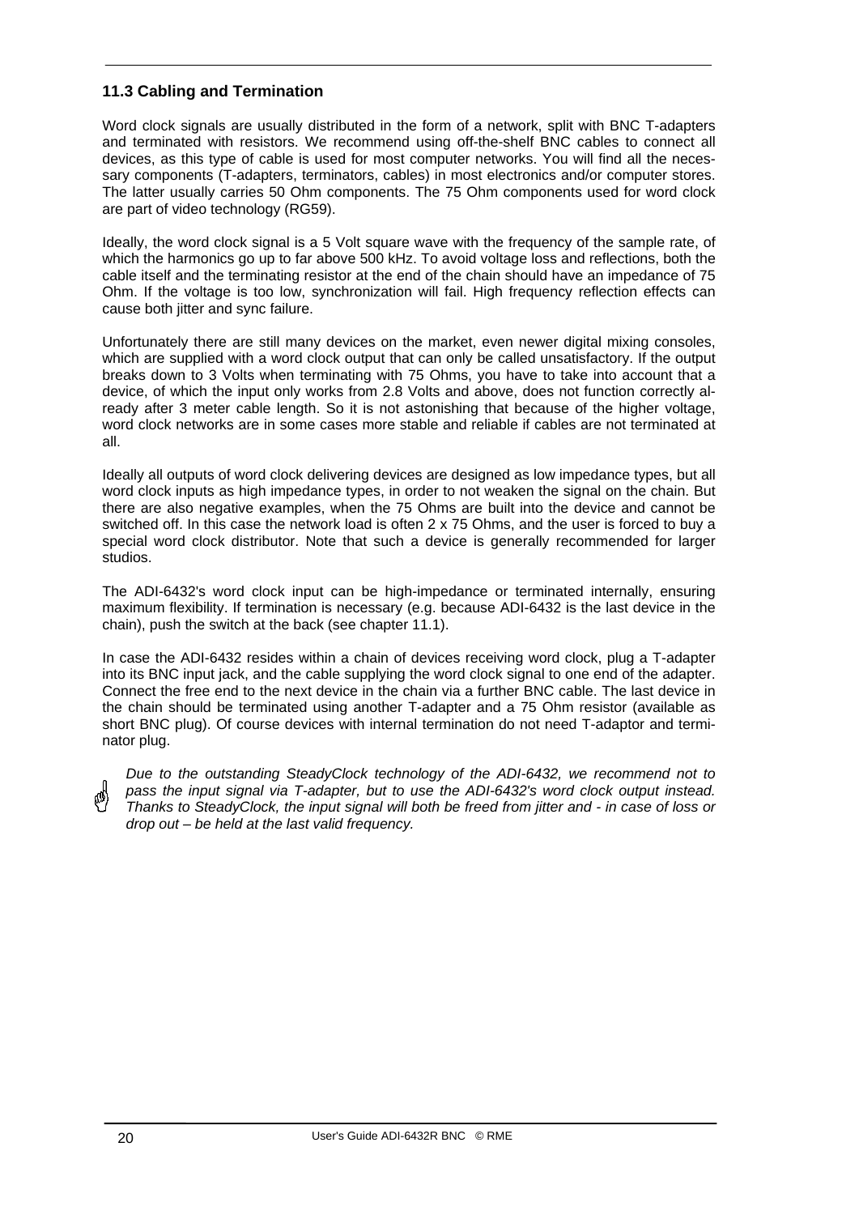### 11.3 Cabling and Termination

Word clock signals are usually distributed in the form of a network, split with BNC T-adapters and terminated with resistors. We recommend using off-the-shelf BNC cables to connect all devices, as this type of cable is used for most computer networks. You will find all the necessary components (T-adapters, terminators, cables) in most electronics and/or computer stores. The latter usually carries 50 Ohm components. The 75 Ohm components used for word clock are part of video technology (RG59).

Ideally, the word clock signal is a 5 Volt square wave with the frequency of the sample rate, of which the harmonics go up to far above 500 kHz. To avoid voltage loss and reflections, both the cable itself and the terminating resistor at the end of the chain should have an impedance of 75 Ohm. If the voltage is too low, synchronization will fail. High frequency reflection effects can cause both jitter and sync failure.

Unfortunately there are still many devices on the market, even newer digital mixing consoles, which are supplied with a word clock output that can only be called unsatisfactory. If the output breaks down to 3 Volts when terminating with 75 Ohms, you have to take into account that a device, of which the input only works from 2.8 Volts and above, does not function correctly already after 3 meter cable length. So it is not astonishing that because of the higher voltage, word clock networks are in some cases more stable and reliable if cables are not terminated at all.

Ideally all outputs of word clock delivering devices are designed as low impedance types, but all word clock inputs as high impedance types, in order to not weaken the signal on the chain. But there are also negative examples, when the 75 Ohms are built into the device and cannot be switched off. In this case the network load is often 2 x 75 Ohms, and the user is forced to buy a special word clock distributor. Note that such a device is generally recommended for larger studios.

The ADI-6432's word clock input can be high-impedance or terminated internally, ensuring maximum flexibility. If termination is necessary (e.g. because ADI-6432 is the last device in the chain), push the switch at the back (see chapter 11.1).

In case the ADI-6432 resides within a chain of devices receiving word clock, plug a T-adapter into its BNC input jack, and the cable supplying the word clock signal to one end of the adapter. Connect the free end to the next device in the chain via a further BNC cable. The last device in the chain should be terminated using another T-adapter and a 75 Ohm resistor (available as short BNC plug). Of course devices with internal termination do not need T-adaptor and terminator plug.

*Due to the outstanding SteadyClock technology of the ADI-6432, we recommend not to pass the input signal via T-adapter, but to use the ADI-6432's word clock output instead. Thanks to SteadyClock, the input signal will both be freed from jitter and - in case of loss or drop out – be held at the last valid frequency.*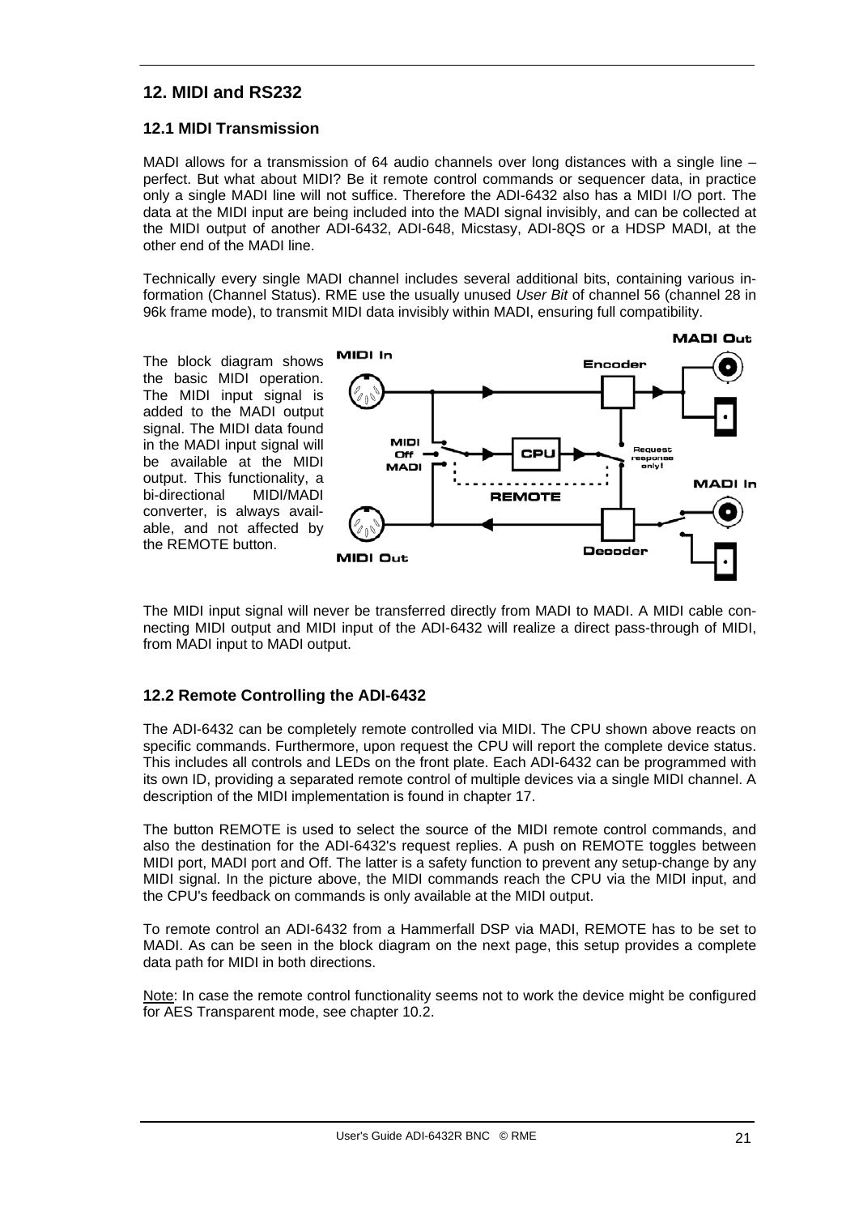## 12. MIDI and RS232

### 12.1 MIDI Transmission

MADI allows for a transmission of 64 audio channels over long distances with a single line – perfect. But what about MIDI? Be it remote control commands or sequencer data, in practice only a single MADI line will not suffice. Therefore the ADI-6432 also has a MIDI I/O port. The data at the MIDI input are being included into the MADI signal invisibly, and can be collected at the MIDI output of another ADI-6432, ADI-648, Micstasy, ADI-8QS or a HDSP MADI, at the other end of the MADI line.

Technically every single MADI channel includes several additional bits, containing various information (Channel Status). RME use the usually unused *User Bit* of channel 56 (channel 28 in 96k frame mode), to transmit MIDI data invisibly within MADI, ensuring full compatibility.

The block diagram shows the basic MIDI operation. The MIDI input signal is added to the MADI output signal. The MIDI data found in the MADI input signal will be available at the MIDI output. This functionality, a bi-directional MIDI/MADI converter, is always available, and not affected by the REMOTE button.

The MIDI input signal will never be transferred directly from MADI to MADI. A MIDI cable connecting MIDI output and MIDI input of the ADI-6432 will realize a direct pass-through of MIDI, from MADI input to MADI output.

### 12.2 Remote Controlling the ADI-6432

The ADI-6432 can be completely remote controlled via MIDI. The CPU shown above reacts on specific commands. Furthermore, upon request the CPU will report the complete device status. This includes all controls and LEDs on the front plate. Each ADI-6432 can be programmed with its own ID, providing a separated remote control of multiple devices via a single MIDI channel. A description of the MIDI implementation is found in chapter 17.

The button REMOTE is used to select the source of the MIDI remote control commands, and also the destination for the ADI-6432's request replies. A push on REMOTE toggles between MIDI port, MADI port and Off. The latter is a safety function to prevent any setup-change by any MIDI signal. In the picture above, the MIDI commands reach the CPU via the MIDI input, and the CPU's feedback on commands is only available at the MIDI output.

To remote control an ADI-6432 from a Hammerfall DSP via MADI, REMOTE has to be set to MADI. As can be seen in the block diagram on the next page, this setup provides a complete data path for MIDI in both directions.

Note: In case the remote control functionality seems not to work the device might be configured for AES Transparent mode, see chapter 10.2.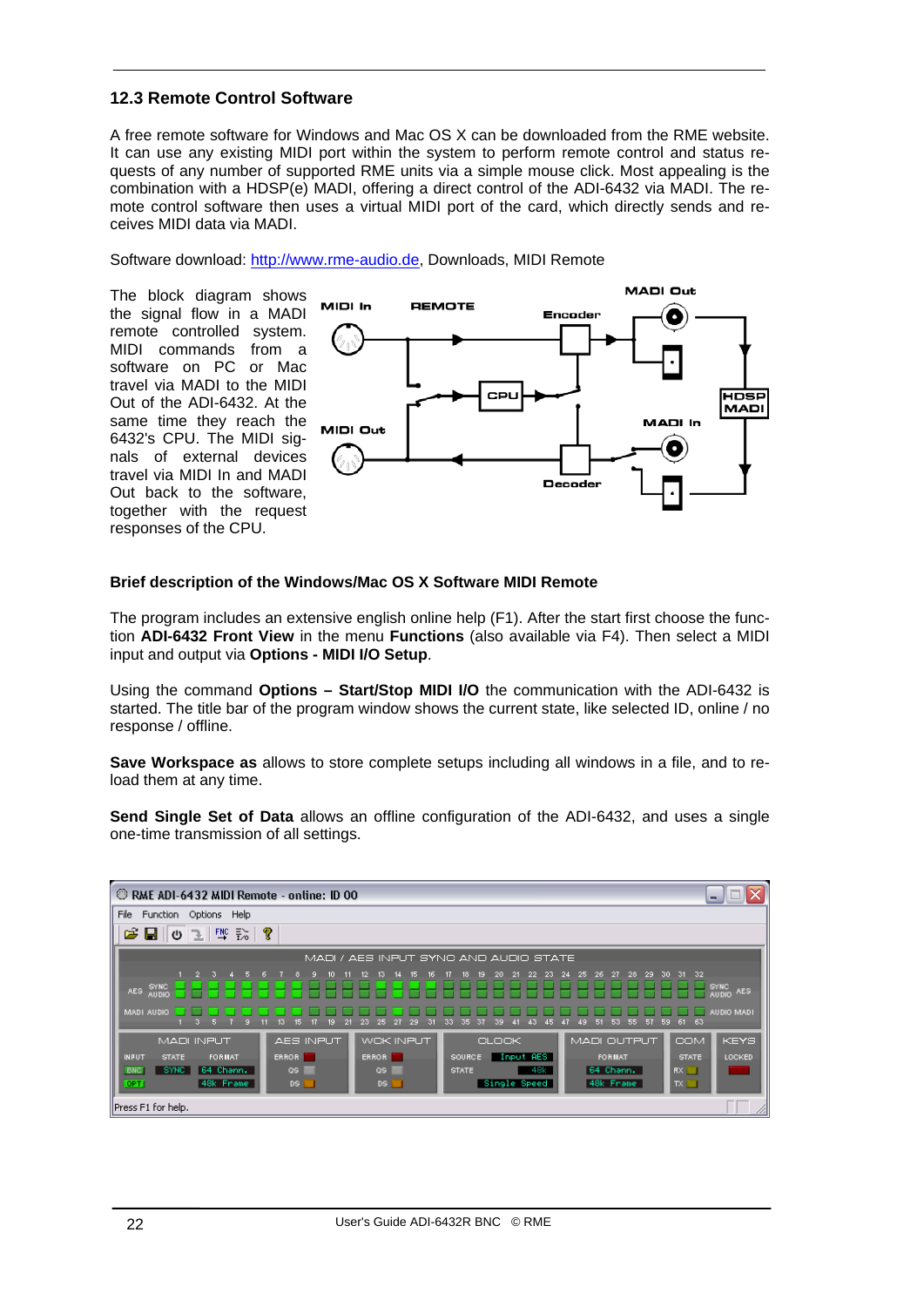## 12.3 Remote Control Software

A free remote software for Windows and Mac OS X can be downloaded from the RME website. It can use any existing MIDI port within the system to perform remote control and status requests of any number of supported RME units via a simple mouse click. Most appealing is the combination with a HDSP(e) MADI, offering a direct control of the ADI-6432 via MADI. The remote control software then uses a virtual MIDI port of the card, which directly sends and receives MIDI data via MADI.

Software download: http://www.rme-audio.de, Downloads, MIDI Remote

The block diagram shows the signal flow in a MADI remote controlled system. MIDI commands from a software on PC or Mac travel via MADI to the MIDI Out of the ADI-6432. At the same time they reach the 6432's CPU. The MIDI signals of external devices travel via MIDI In and MADI Out back to the software, together with the request responses of the CPU.

### Brief description of the Windows/Mac OS X Software MIDI Remote

The program includes an extensive english online help (F1). After the start first choose the function **ADI-6432 Front View** in the menu **Functions** (also available via F4). Then select a MIDI input and output via **Options - MIDI I/O Setup**.

Using the command **Options – Start/Stop MIDI I/O** the communication with the ADI-6432 is started. The title bar of the program window shows the current state, like selected ID, online / no response / offline.

**Save Workspace as** allows to store complete setups including all windows in a file, and to reload them at any time.

**Send Single Set of Data** allows an offline configuration of the ADI-6432, and uses a single one-time transmission of all settings.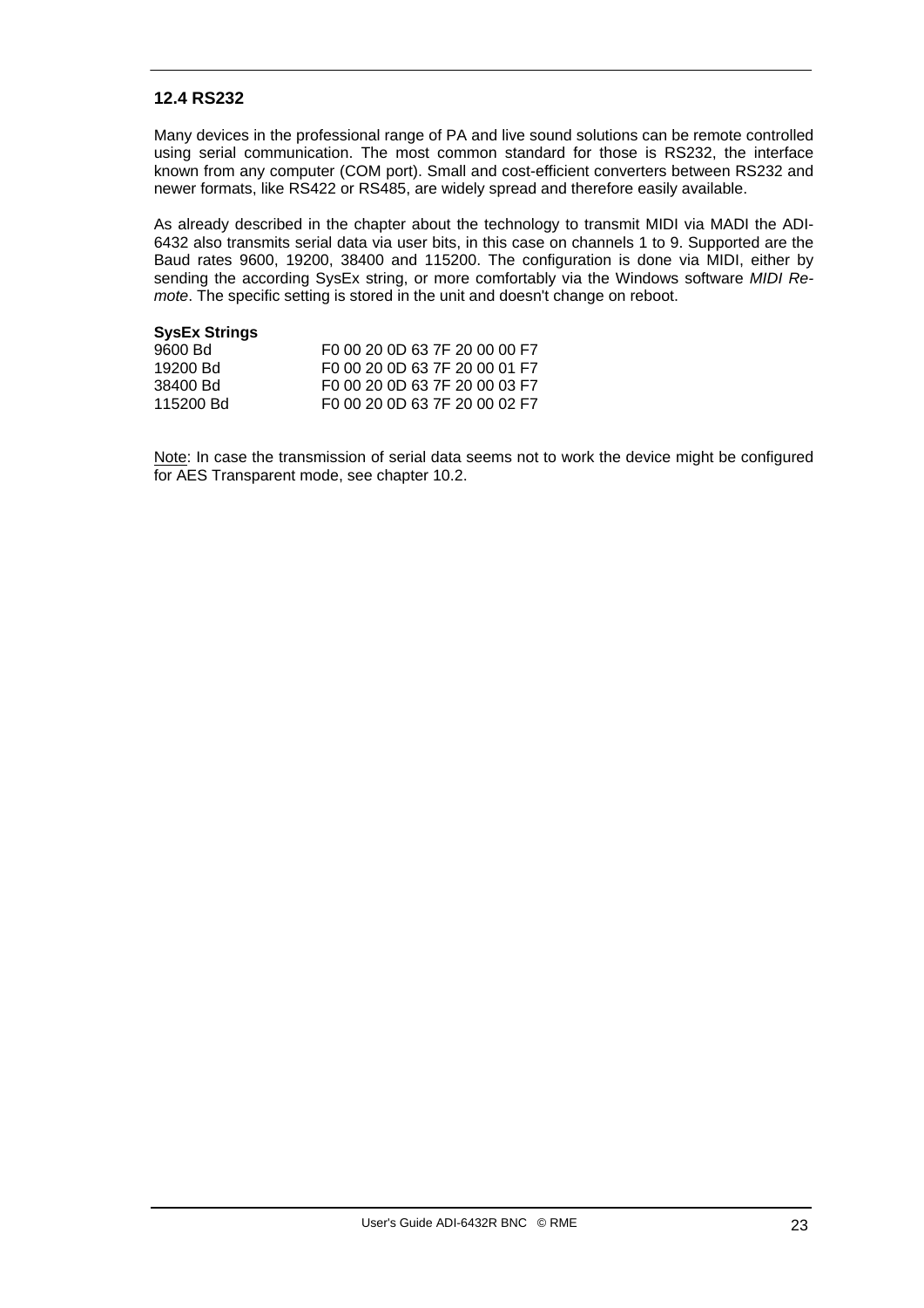### 12.4 RS232

Many devices in the professional range of PA and live sound solutions can be remote controlled using serial communication. The most common standard for those is RS232, the interface known from any computer (COM port). Small and cost-efficient converters between RS232 and newer formats, like RS422 or RS485, are widely spread and therefore easily available.

As already described in the chapter about the technology to transmit MIDI via MADI the ADI-6432 also transmits serial data via user bits, in this case on channels 1 to 9. Supported are the Baud rates 9600, 19200, 38400 and 115200. The configuration is done via MIDI, either by sending the according SysEx string, or more comfortably via the Windows software *MIDI Remote*. The specific setting is stored in the unit and doesn't change on reboot.

**SysEx Strings**

| | |
|---|---|
| 9600 Bd | F0 00 20 0D 63 7F 20 00 00 F7 |
| 19200 Bd | F0 00 20 0D 63 7F 20 00 01 F7 |
| 38400 Bd | F0 00 20 0D 63 7F 20 00 03 F7 |
| 115200 Bd | F0 00 20 0D 63 7F 20 00 02 F7 |

Note: In case the transmission of serial data seems not to work the device might be configured for AES Transparent mode, see chapter 10.2.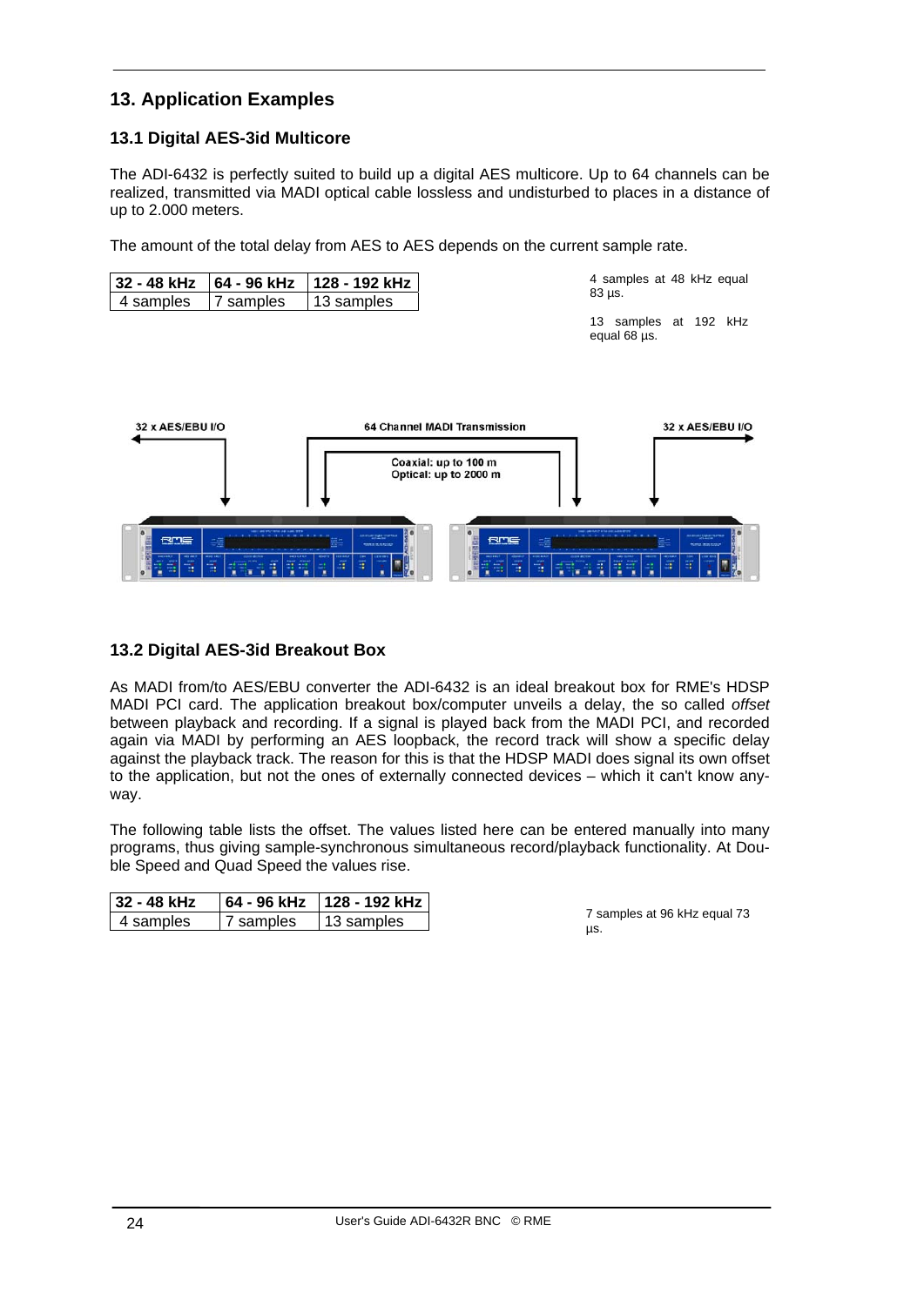# 13. Application Examples

## 13.1 Digital AES-3id Multicore

The ADI-6432 is perfectly suited to build up a digital AES multicore. Up to 64 channels can be realized, transmitted via MADI optical cable lossless and undisturbed to places in a distance of up to 2.000 meters.

The amount of the total delay from AES to AES depends on the current sample rate.

| 32 - 48 kHz | 64 - 96 kHz | 128 - 192 kHz |
|---|---|---|
| 4 samples | 7 samples | 13 samples |

4 samples at 48 kHz equal 83 µs.

13 samples at 192 kHz equal 68 µs.

32 x AES/EBU I/O

64 Channel MADI Transmission

Coaxial: up to 100 m
Optical: up to 2000 m

32 x AES/EBU I/O

## 13.2 Digital AES-3id Breakout Box

As MADI from/to AES/EBU converter the ADI-6432 is an ideal breakout box for RME's HDSP MADI PCI card. The application breakout box/computer unveils a delay, the so called *offset* between playback and recording. If a signal is played back from the MADI PCI, and recorded again via MADI by performing an AES loopback, the record track will show a specific delay against the playback track. The reason for this is that the HDSP MADI does signal its own offset to the application, but not the ones of externally connected devices – which it can't know anyway.

The following table lists the offset. The values listed here can be entered manually into many programs, thus giving sample-synchronous simultaneous record/playback functionality. At Double Speed and Quad Speed the values rise.

| 32 - 48 kHz | 64 - 96 kHz | 128 - 192 kHz |
|---|---|---|
| 4 samples | 7 samples | 13 samples |

7 samples at 96 kHz equal 73 µs.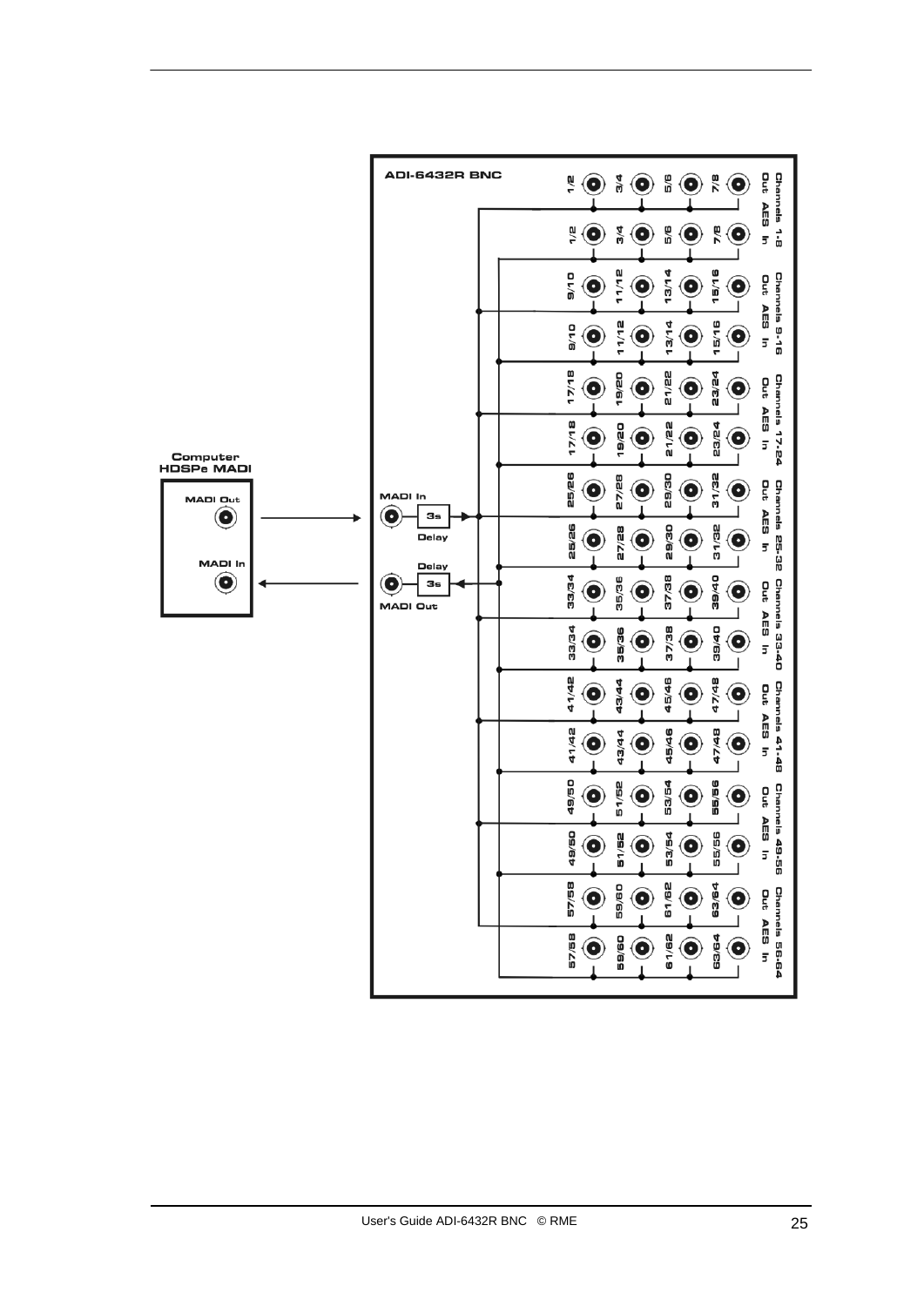**ADI-6432R BNC**

**Computer HDSPe MADI**

MADI Out

MADI In

MADI In — 3s Delay

MADI Out — Delay 3s

| Channels | AES | 1 | 2 | 3 | 4 |
|---|---|---|---|---|---|
| Channels 1-8 | Out | 1/2 | 3/4 | 5/6 | 7/8 |
| | In | 1/2 | 3/4 | 5/6 | 7/8 |
| Channels 9-16 | Out | 9/10 | 11/12 | 13/14 | 15/16 |
| | In | 9/10 | 11/12 | 13/14 | 15/16 |
| Channels 17-24 | Out | 17/18 | 19/20 | 21/22 | 23/24 |
| | In | 17/18 | 19/20 | 21/22 | 23/24 |
| Channels 25-32 | Out | 25/26 | 27/28 | 29/30 | 31/32 |
| | In | 25/26 | 27/28 | 29/30 | 31/32 |
| Channels 33-40 | Out | 33/34 | 35/36 | 37/38 | 39/40 |
| | In | 33/34 | 35/36 | 37/38 | 39/40 |
| Channels 41-48 | Out | 41/42 | 43/44 | 45/46 | 47/48 |
| | In | 41/42 | 43/44 | 45/46 | 47/48 |
| Channels 49-56 | Out | 49/50 | 51/52 | 53/54 | 55/56 |
| | In | 49/50 | 51/52 | 53/54 | 55/56 |
| Channels 56-64 | Out | 57/58 | 59/60 | 61/62 | 63/64 |
| | In | 57/58 | 59/60 | 61/62 | 63/64 |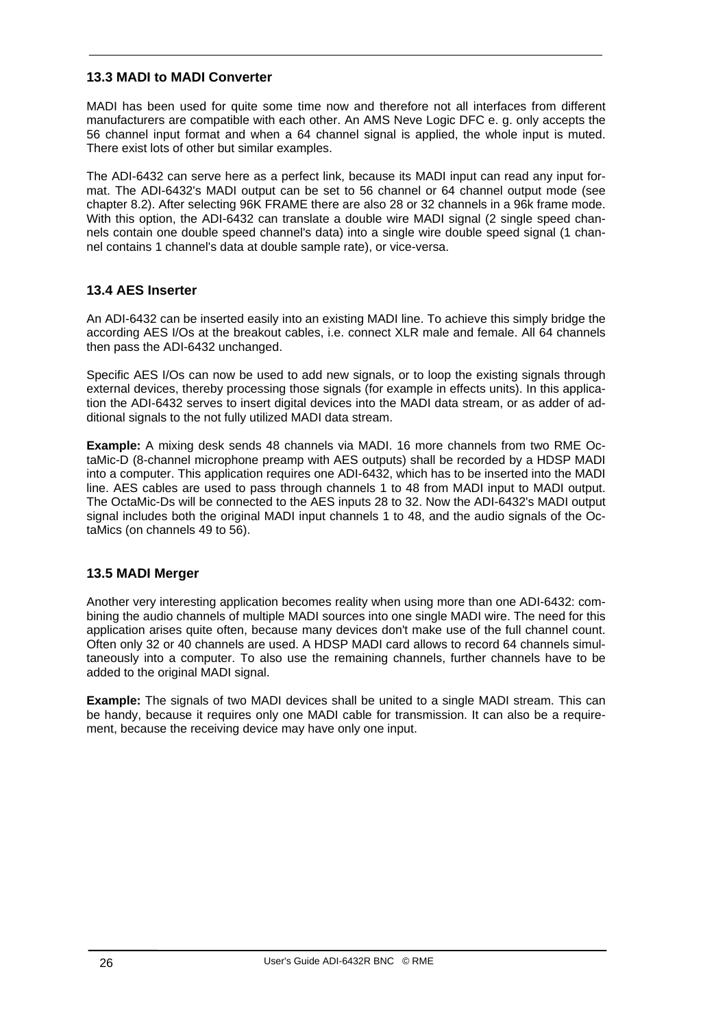### 13.3 MADI to MADI Converter

MADI has been used for quite some time now and therefore not all interfaces from different manufacturers are compatible with each other. An AMS Neve Logic DFC e. g. only accepts the 56 channel input format and when a 64 channel signal is applied, the whole input is muted. There exist lots of other but similar examples.

The ADI-6432 can serve here as a perfect link, because its MADI input can read any input format. The ADI-6432's MADI output can be set to 56 channel or 64 channel output mode (see chapter 8.2). After selecting 96K FRAME there are also 28 or 32 channels in a 96k frame mode. With this option, the ADI-6432 can translate a double wire MADI signal (2 single speed channels contain one double speed channel's data) into a single wire double speed signal (1 channel contains 1 channel's data at double sample rate), or vice-versa.

### 13.4 AES Inserter

An ADI-6432 can be inserted easily into an existing MADI line. To achieve this simply bridge the according AES I/Os at the breakout cables, i.e. connect XLR male and female. All 64 channels then pass the ADI-6432 unchanged.

Specific AES I/Os can now be used to add new signals, or to loop the existing signals through external devices, thereby processing those signals (for example in effects units). In this application the ADI-6432 serves to insert digital devices into the MADI data stream, or as adder of additional signals to the not fully utilized MADI data stream.

**Example:** A mixing desk sends 48 channels via MADI. 16 more channels from two RME OctaMic-D (8-channel microphone preamp with AES outputs) shall be recorded by a HDSP MADI into a computer. This application requires one ADI-6432, which has to be inserted into the MADI line. AES cables are used to pass through channels 1 to 48 from MADI input to MADI output. The OctaMic-Ds will be connected to the AES inputs 28 to 32. Now the ADI-6432's MADI output signal includes both the original MADI input channels 1 to 48, and the audio signals of the OctaMics (on channels 49 to 56).

### 13.5 MADI Merger

Another very interesting application becomes reality when using more than one ADI-6432: combining the audio channels of multiple MADI sources into one single MADI wire. The need for this application arises quite often, because many devices don't make use of the full channel count. Often only 32 or 40 channels are used. A HDSP MADI card allows to record 64 channels simultaneously into a computer. To also use the remaining channels, further channels have to be added to the original MADI signal.

**Example:** The signals of two MADI devices shall be united to a single MADI stream. This can be handy, because it requires only one MADI cable for transmission. It can also be a requirement, because the receiving device may have only one input.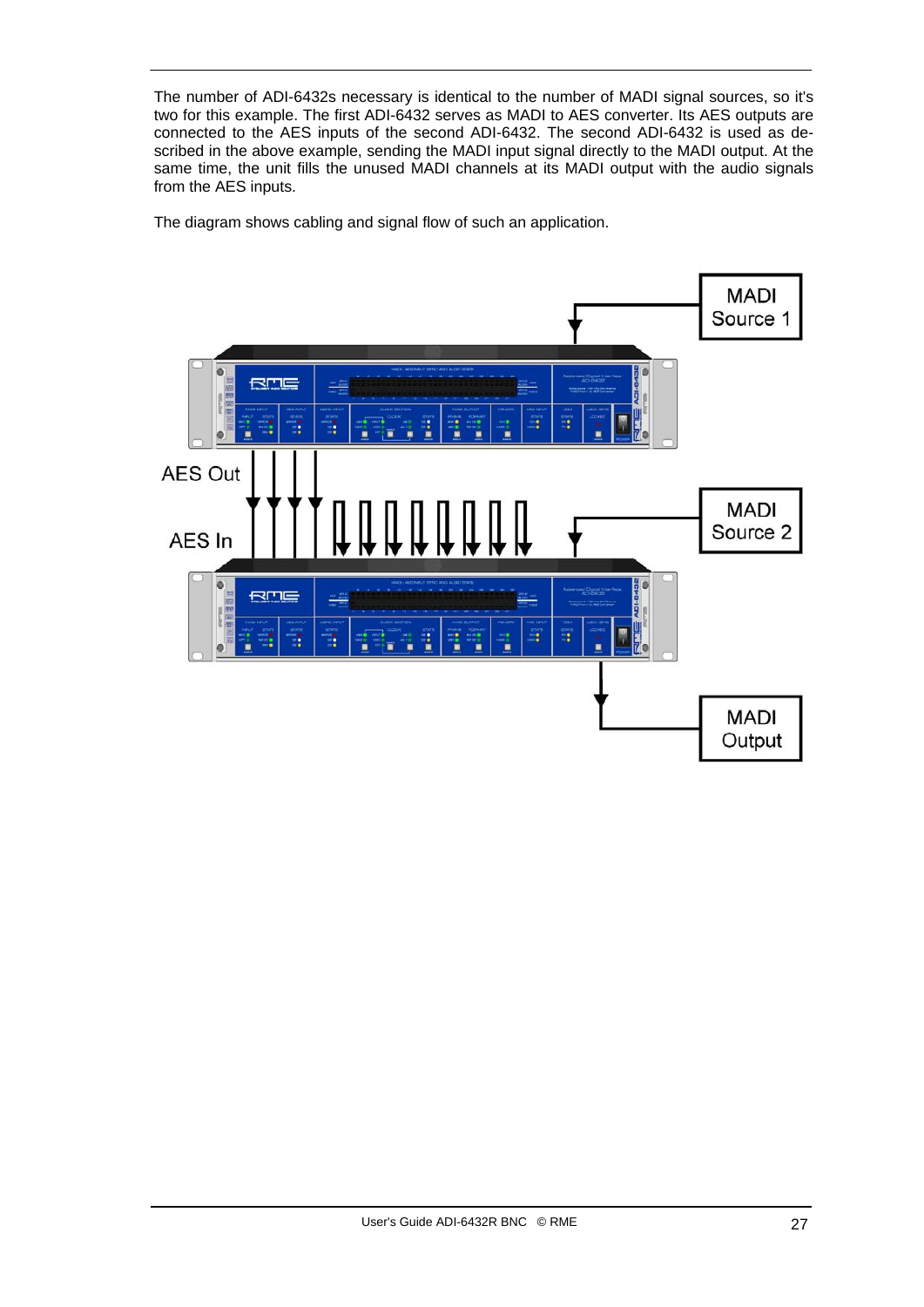The number of ADI-6432s necessary is identical to the number of MADI signal sources, so it's two for this example. The first ADI-6432 serves as MADI to AES converter. Its AES outputs are connected to the AES inputs of the second ADI-6432. The second ADI-6432 is used as described in the above example, sending the MADI input signal directly to the MADI output. At the same time, the unit fills the unused MADI channels at its MADI output with the audio signals from the AES inputs.

The diagram shows cabling and signal flow of such an application.

MADI Source 1

AES Out

AES In

MADI Source 2

MADI Output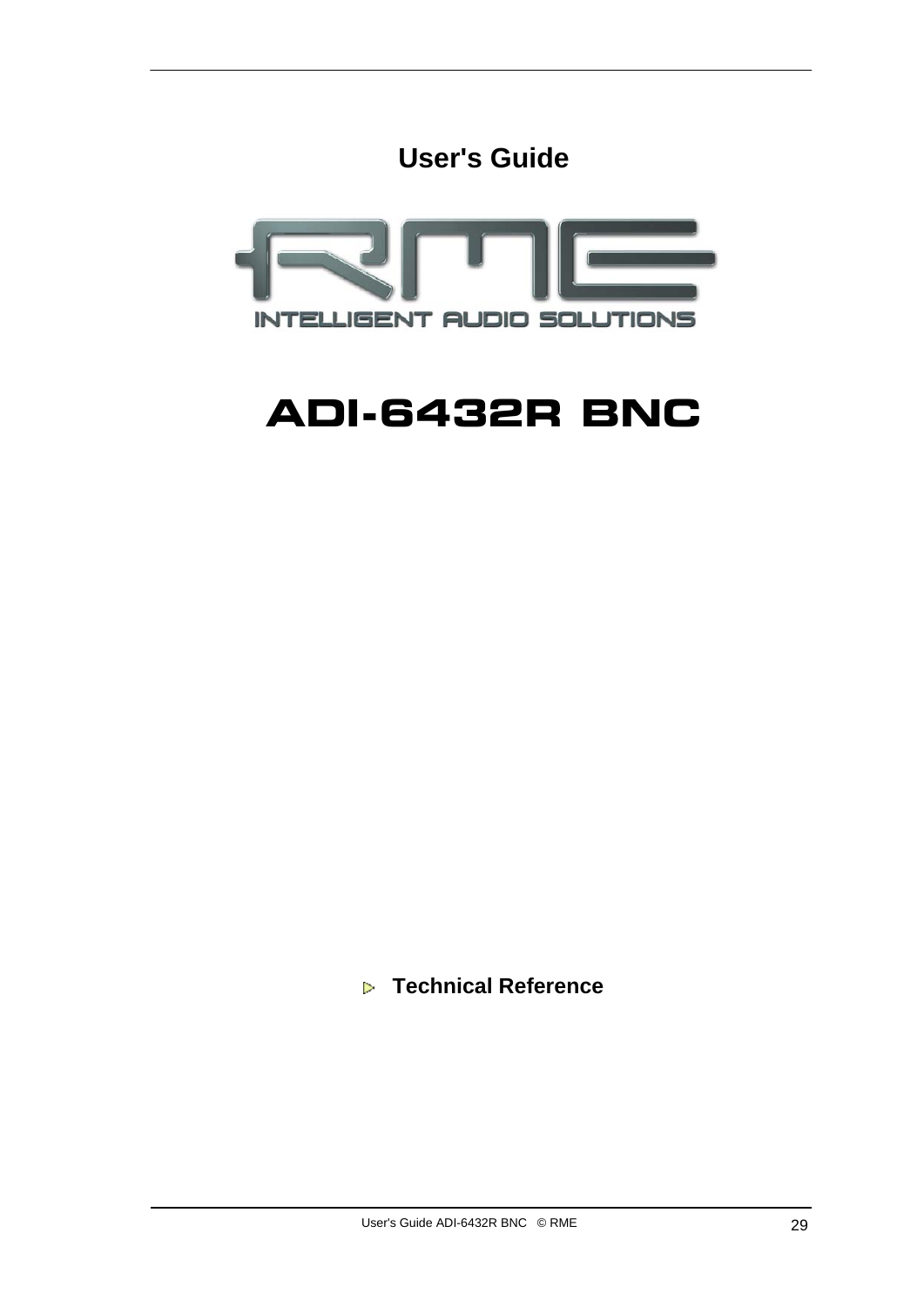# User's Guide

RME INTELLIGENT AUDIO SOLUTIONS

# ADI-6432R BNC

▷ **Technical Reference**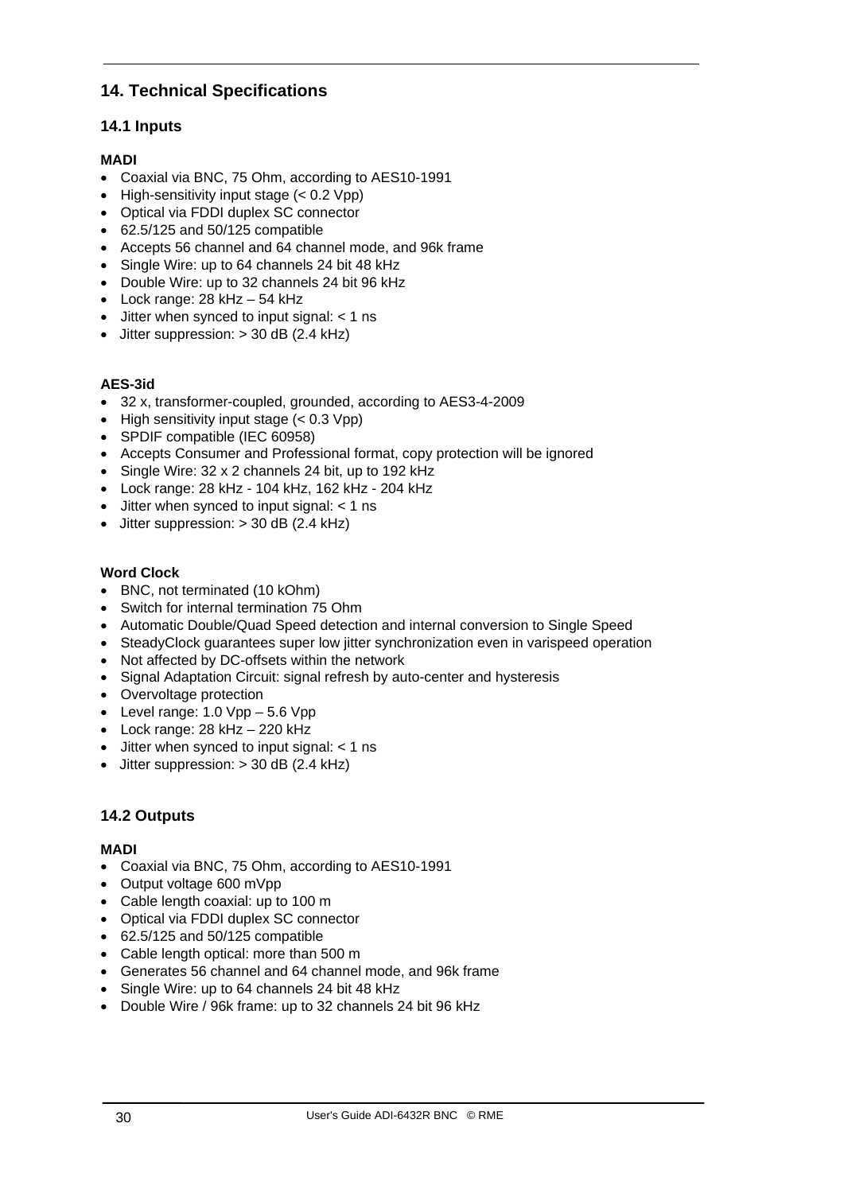## 14. Technical Specifications

### 14.1 Inputs

**MADI**

- Coaxial via BNC, 75 Ohm, according to AES10-1991
- High-sensitivity input stage (< 0.2 Vpp)
- Optical via FDDI duplex SC connector
- 62.5/125 and 50/125 compatible
- Accepts 56 channel and 64 channel mode, and 96k frame
- Single Wire: up to 64 channels 24 bit 48 kHz
- Double Wire: up to 32 channels 24 bit 96 kHz
- Lock range: 28 kHz – 54 kHz
- Jitter when synced to input signal: < 1 ns
- Jitter suppression: > 30 dB (2.4 kHz)

**AES-3id**

- 32 x, transformer-coupled, grounded, according to AES3-4-2009
- High sensitivity input stage (< 0.3 Vpp)
- SPDIF compatible (IEC 60958)
- Accepts Consumer and Professional format, copy protection will be ignored
- Single Wire: 32 x 2 channels 24 bit, up to 192 kHz
- Lock range: 28 kHz - 104 kHz, 162 kHz - 204 kHz
- Jitter when synced to input signal: < 1 ns
- Jitter suppression: > 30 dB (2.4 kHz)

**Word Clock**

- BNC, not terminated (10 kOhm)
- Switch for internal termination 75 Ohm
- Automatic Double/Quad Speed detection and internal conversion to Single Speed
- SteadyClock guarantees super low jitter synchronization even in varispeed operation
- Not affected by DC-offsets within the network
- Signal Adaptation Circuit: signal refresh by auto-center and hysteresis
- Overvoltage protection
- Level range: 1.0 Vpp – 5.6 Vpp
- Lock range: 28 kHz – 220 kHz
- Jitter when synced to input signal: < 1 ns
- Jitter suppression: > 30 dB (2.4 kHz)

### 14.2 Outputs

**MADI**

- Coaxial via BNC, 75 Ohm, according to AES10-1991
- Output voltage 600 mVpp
- Cable length coaxial: up to 100 m
- Optical via FDDI duplex SC connector
- 62.5/125 and 50/125 compatible
- Cable length optical: more than 500 m
- Generates 56 channel and 64 channel mode, and 96k frame
- Single Wire: up to 64 channels 24 bit 48 kHz
- Double Wire / 96k frame: up to 32 channels 24 bit 96 kHz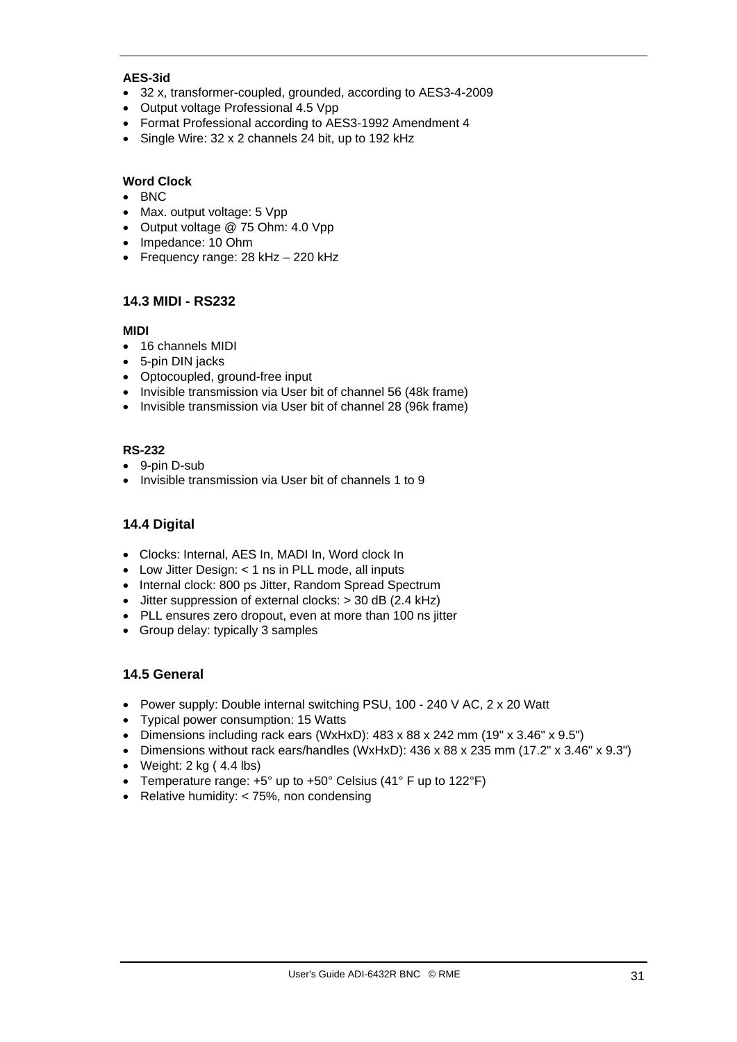**AES-3id**

- 32 x, transformer-coupled, grounded, according to AES3-4-2009
- Output voltage Professional 4.5 Vpp
- Format Professional according to AES3-1992 Amendment 4
- Single Wire: 32 x 2 channels 24 bit, up to 192 kHz

**Word Clock**

- BNC
- Max. output voltage: 5 Vpp
- Output voltage @ 75 Ohm: 4.0 Vpp
- Impedance: 10 Ohm
- Frequency range: 28 kHz – 220 kHz

## 14.3 MIDI - RS232

**MIDI**

- 16 channels MIDI
- 5-pin DIN jacks
- Optocoupled, ground-free input
- Invisible transmission via User bit of channel 56 (48k frame)
- Invisible transmission via User bit of channel 28 (96k frame)

**RS-232**

- 9-pin D-sub
- Invisible transmission via User bit of channels 1 to 9

## 14.4 Digital

- Clocks: Internal, AES In, MADI In, Word clock In
- Low Jitter Design: < 1 ns in PLL mode, all inputs
- Internal clock: 800 ps Jitter, Random Spread Spectrum
- Jitter suppression of external clocks: > 30 dB (2.4 kHz)
- PLL ensures zero dropout, even at more than 100 ns jitter
- Group delay: typically 3 samples

## 14.5 General

- Power supply: Double internal switching PSU, 100 - 240 V AC, 2 x 20 Watt
- Typical power consumption: 15 Watts
- Dimensions including rack ears (WxHxD): 483 x 88 x 242 mm (19" x 3.46" x 9.5")
- Dimensions without rack ears/handles (WxHxD): 436 x 88 x 235 mm (17.2" x 3.46" x 9.3")
- Weight: 2 kg ( 4.4 lbs)
- Temperature range: +5° up to +50° Celsius (41° F up to 122°F)
- Relative humidity: < 75%, non condensing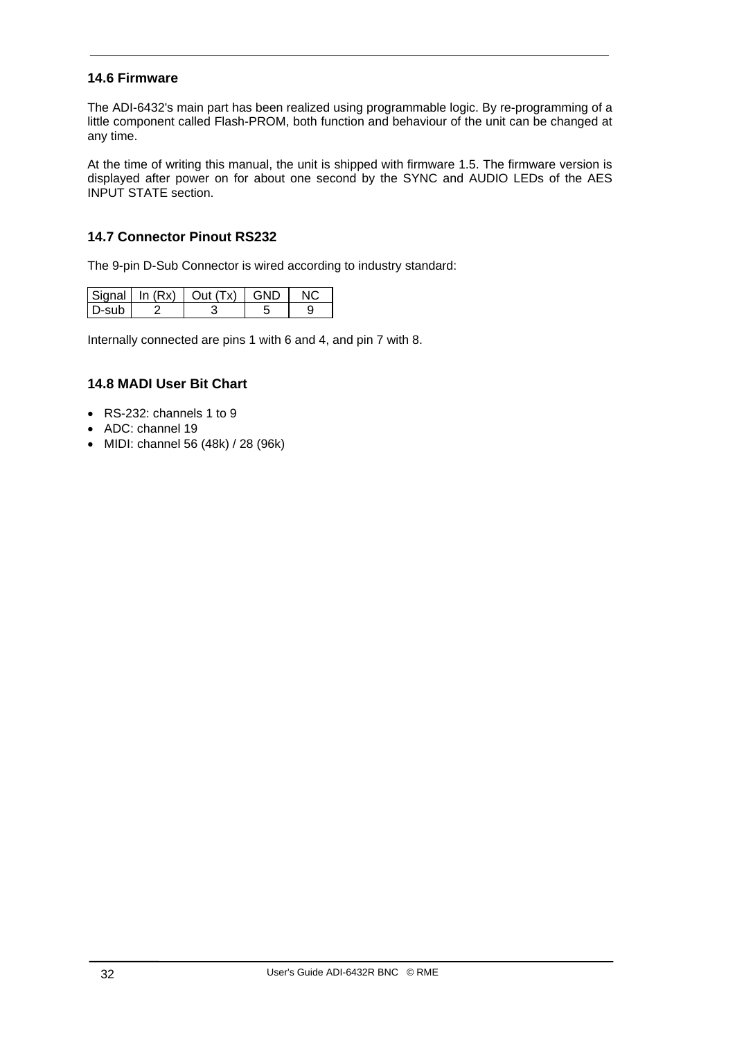### 14.6 Firmware

The ADI-6432's main part has been realized using programmable logic. By re-programming of a little component called Flash-PROM, both function and behaviour of the unit can be changed at any time.

At the time of writing this manual, the unit is shipped with firmware 1.5. The firmware version is displayed after power on for about one second by the SYNC and AUDIO LEDs of the AES INPUT STATE section.

### 14.7 Connector Pinout RS232

The 9-pin D-Sub Connector is wired according to industry standard:

| Signal | In (Rx) | Out (Tx) | GND | NC |
|---|---|---|---|---|
| D-sub | 2 | 3 | 5 | 9 |

Internally connected are pins 1 with 6 and 4, and pin 7 with 8.

### 14.8 MADI User Bit Chart

- RS-232: channels 1 to 9
- ADC: channel 19
- MIDI: channel 56 (48k) / 28 (96k)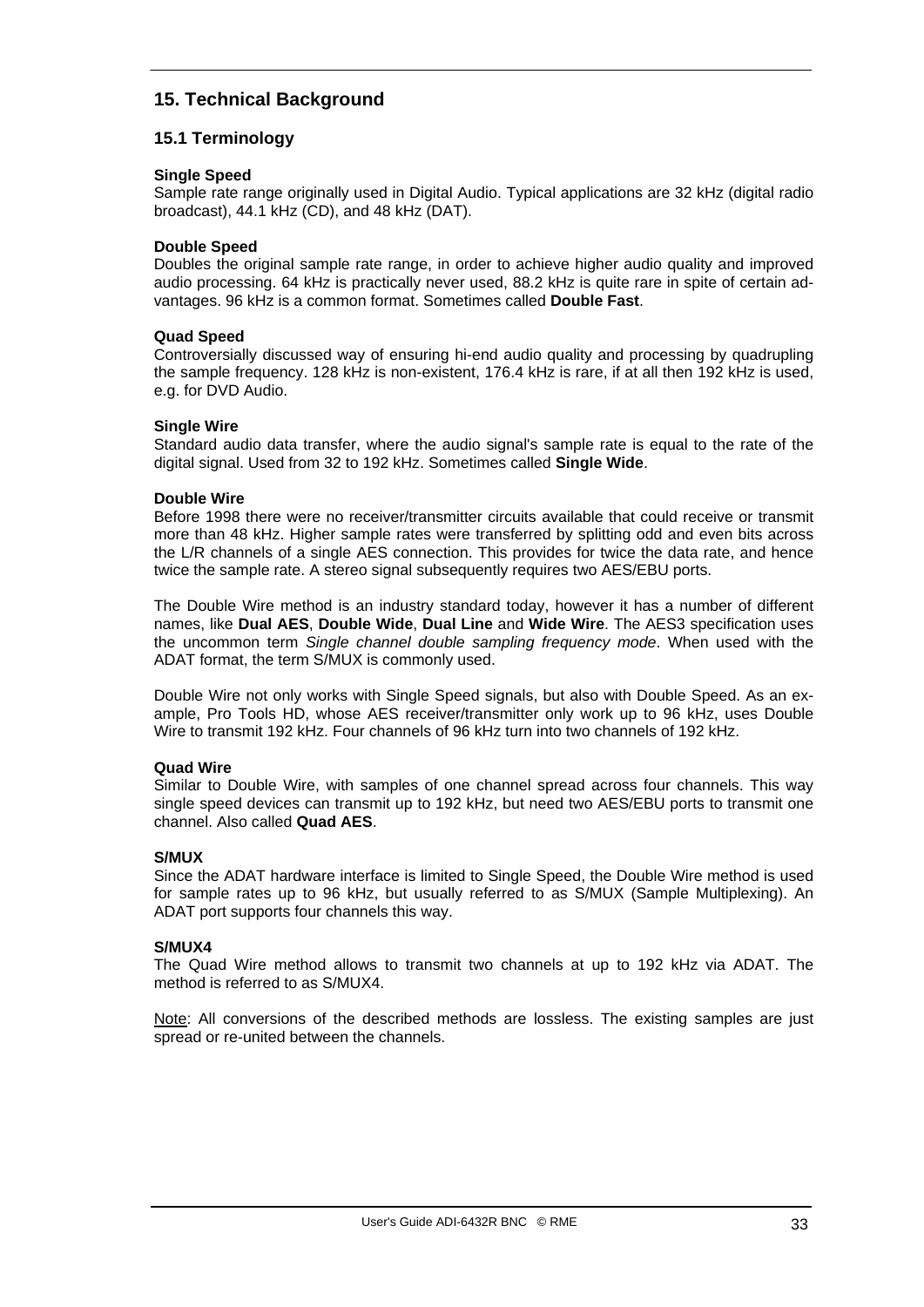# 15. Technical Background

## 15.1 Terminology

**Single Speed**
Sample rate range originally used in Digital Audio. Typical applications are 32 kHz (digital radio broadcast), 44.1 kHz (CD), and 48 kHz (DAT).

**Double Speed**
Doubles the original sample rate range, in order to achieve higher audio quality and improved audio processing. 64 kHz is practically never used, 88.2 kHz is quite rare in spite of certain advantages. 96 kHz is a common format. Sometimes called **Double Fast**.

**Quad Speed**
Controversially discussed way of ensuring hi-end audio quality and processing by quadrupling the sample frequency. 128 kHz is non-existent, 176.4 kHz is rare, if at all then 192 kHz is used, e.g. for DVD Audio.

**Single Wire**
Standard audio data transfer, where the audio signal's sample rate is equal to the rate of the digital signal. Used from 32 to 192 kHz. Sometimes called **Single Wide**.

**Double Wire**
Before 1998 there were no receiver/transmitter circuits available that could receive or transmit more than 48 kHz. Higher sample rates were transferred by splitting odd and even bits across the L/R channels of a single AES connection. This provides for twice the data rate, and hence twice the sample rate. A stereo signal subsequently requires two AES/EBU ports.

The Double Wire method is an industry standard today, however it has a number of different names, like **Dual AES**, **Double Wide**, **Dual Line** and **Wide Wire**. The AES3 specification uses the uncommon term *Single channel double sampling frequency mode*. When used with the ADAT format, the term S/MUX is commonly used.

Double Wire not only works with Single Speed signals, but also with Double Speed. As an example, Pro Tools HD, whose AES receiver/transmitter only work up to 96 kHz, uses Double Wire to transmit 192 kHz. Four channels of 96 kHz turn into two channels of 192 kHz.

**Quad Wire**
Similar to Double Wire, with samples of one channel spread across four channels. This way single speed devices can transmit up to 192 kHz, but need two AES/EBU ports to transmit one channel. Also called **Quad AES**.

**S/MUX**
Since the ADAT hardware interface is limited to Single Speed, the Double Wire method is used for sample rates up to 96 kHz, but usually referred to as S/MUX (Sample Multiplexing). An ADAT port supports four channels this way.

**S/MUX4**
The Quad Wire method allows to transmit two channels at up to 192 kHz via ADAT. The method is referred to as S/MUX4.

<u>Note</u>: All conversions of the described methods are lossless. The existing samples are just spread or re-united between the channels.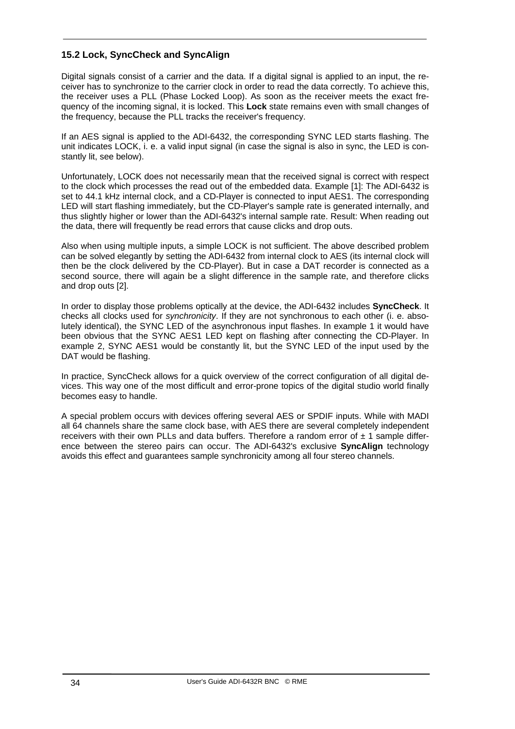## 15.2 Lock, SyncCheck and SyncAlign

Digital signals consist of a carrier and the data. If a digital signal is applied to an input, the receiver has to synchronize to the carrier clock in order to read the data correctly. To achieve this, the receiver uses a PLL (Phase Locked Loop). As soon as the receiver meets the exact frequency of the incoming signal, it is locked. This **Lock** state remains even with small changes of the frequency, because the PLL tracks the receiver's frequency.

If an AES signal is applied to the ADI-6432, the corresponding SYNC LED starts flashing. The unit indicates LOCK, i. e. a valid input signal (in case the signal is also in sync, the LED is constantly lit, see below).

Unfortunately, LOCK does not necessarily mean that the received signal is correct with respect to the clock which processes the read out of the embedded data. Example [1]: The ADI-6432 is set to 44.1 kHz internal clock, and a CD-Player is connected to input AES1. The corresponding LED will start flashing immediately, but the CD-Player's sample rate is generated internally, and thus slightly higher or lower than the ADI-6432's internal sample rate. Result: When reading out the data, there will frequently be read errors that cause clicks and drop outs.

Also when using multiple inputs, a simple LOCK is not sufficient. The above described problem can be solved elegantly by setting the ADI-6432 from internal clock to AES (its internal clock will then be the clock delivered by the CD-Player). But in case a DAT recorder is connected as a second source, there will again be a slight difference in the sample rate, and therefore clicks and drop outs [2].

In order to display those problems optically at the device, the ADI-6432 includes **SyncCheck**. It checks all clocks used for *synchronicity*. If they are not synchronous to each other (i. e. absolutely identical), the SYNC LED of the asynchronous input flashes. In example 1 it would have been obvious that the SYNC AES1 LED kept on flashing after connecting the CD-Player. In example 2, SYNC AES1 would be constantly lit, but the SYNC LED of the input used by the DAT would be flashing.

In practice, SyncCheck allows for a quick overview of the correct configuration of all digital devices. This way one of the most difficult and error-prone topics of the digital studio world finally becomes easy to handle.

A special problem occurs with devices offering several AES or SPDIF inputs. While with MADI all 64 channels share the same clock base, with AES there are several completely independent receivers with their own PLLs and data buffers. Therefore a random error of ± 1 sample difference between the stereo pairs can occur. The ADI-6432's exclusive **SyncAlign** technology avoids this effect and guarantees sample synchronicity among all four stereo channels.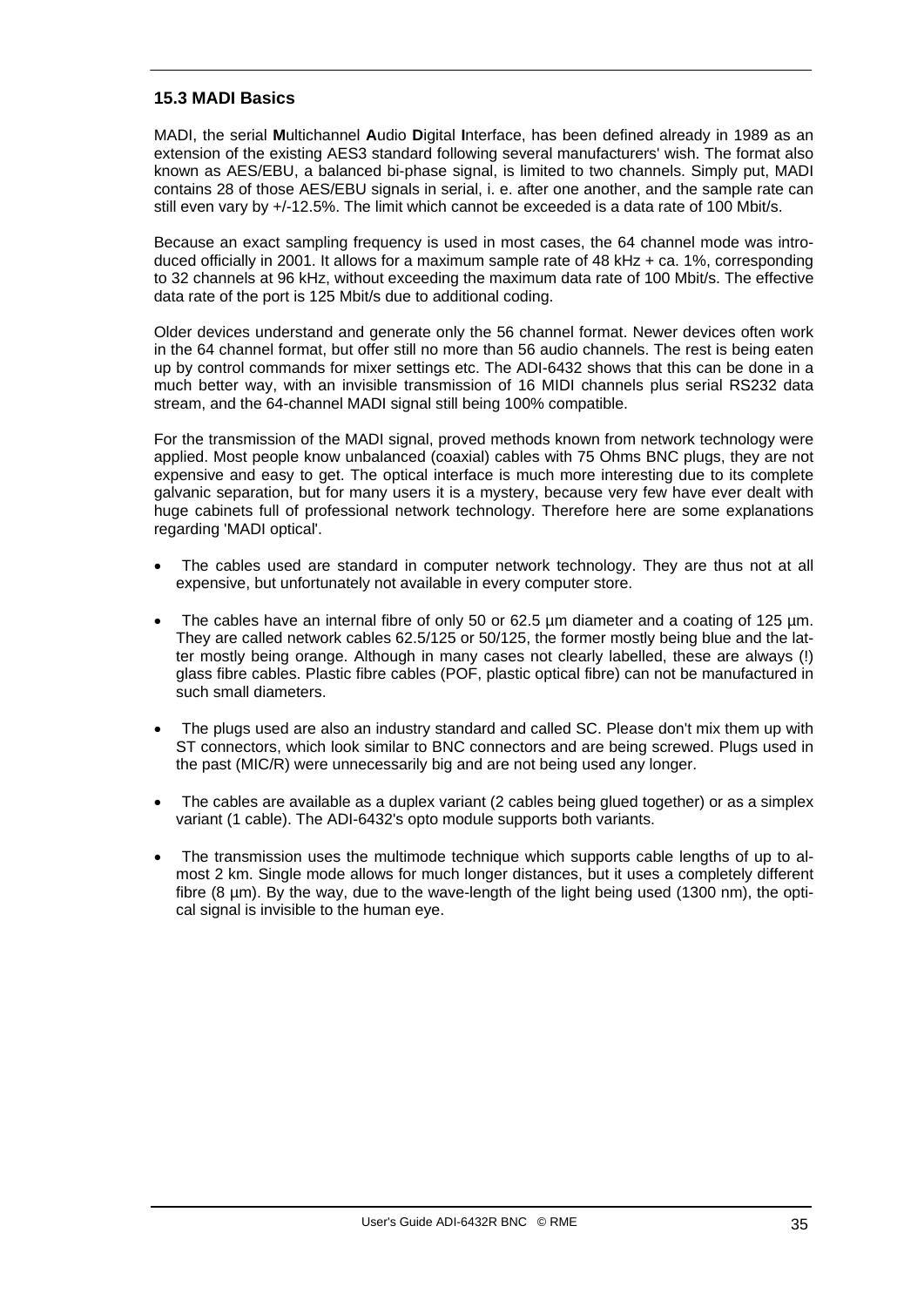## 15.3 MADI Basics

MADI, the serial **M**ultichannel **A**udio **D**igital **I**nterface, has been defined already in 1989 as an extension of the existing AES3 standard following several manufacturers' wish. The format also known as AES/EBU, a balanced bi-phase signal, is limited to two channels. Simply put, MADI contains 28 of those AES/EBU signals in serial, i. e. after one another, and the sample rate can still even vary by +/-12.5%. The limit which cannot be exceeded is a data rate of 100 Mbit/s.

Because an exact sampling frequency is used in most cases, the 64 channel mode was introduced officially in 2001. It allows for a maximum sample rate of 48 kHz + ca. 1%, corresponding to 32 channels at 96 kHz, without exceeding the maximum data rate of 100 Mbit/s. The effective data rate of the port is 125 Mbit/s due to additional coding.

Older devices understand and generate only the 56 channel format. Newer devices often work in the 64 channel format, but offer still no more than 56 audio channels. The rest is being eaten up by control commands for mixer settings etc. The ADI-6432 shows that this can be done in a much better way, with an invisible transmission of 16 MIDI channels plus serial RS232 data stream, and the 64-channel MADI signal still being 100% compatible.

For the transmission of the MADI signal, proved methods known from network technology were applied. Most people know unbalanced (coaxial) cables with 75 Ohms BNC plugs, they are not expensive and easy to get. The optical interface is much more interesting due to its complete galvanic separation, but for many users it is a mystery, because very few have ever dealt with huge cabinets full of professional network technology. Therefore here are some explanations regarding 'MADI optical'.

- The cables used are standard in computer network technology. They are thus not at all expensive, but unfortunately not available in every computer store.
- The cables have an internal fibre of only 50 or 62.5 µm diameter and a coating of 125 µm. They are called network cables 62.5/125 or 50/125, the former mostly being blue and the latter mostly being orange. Although in many cases not clearly labelled, these are always (!) glass fibre cables. Plastic fibre cables (POF, plastic optical fibre) can not be manufactured in such small diameters.
- The plugs used are also an industry standard and called SC. Please don't mix them up with ST connectors, which look similar to BNC connectors and are being screwed. Plugs used in the past (MIC/R) were unnecessarily big and are not being used any longer.
- The cables are available as a duplex variant (2 cables being glued together) or as a simplex variant (1 cable). The ADI-6432's opto module supports both variants.
- The transmission uses the multimode technique which supports cable lengths of up to almost 2 km. Single mode allows for much longer distances, but it uses a completely different fibre (8 µm). By the way, due to the wave-length of the light being used (1300 nm), the optical signal is invisible to the human eye.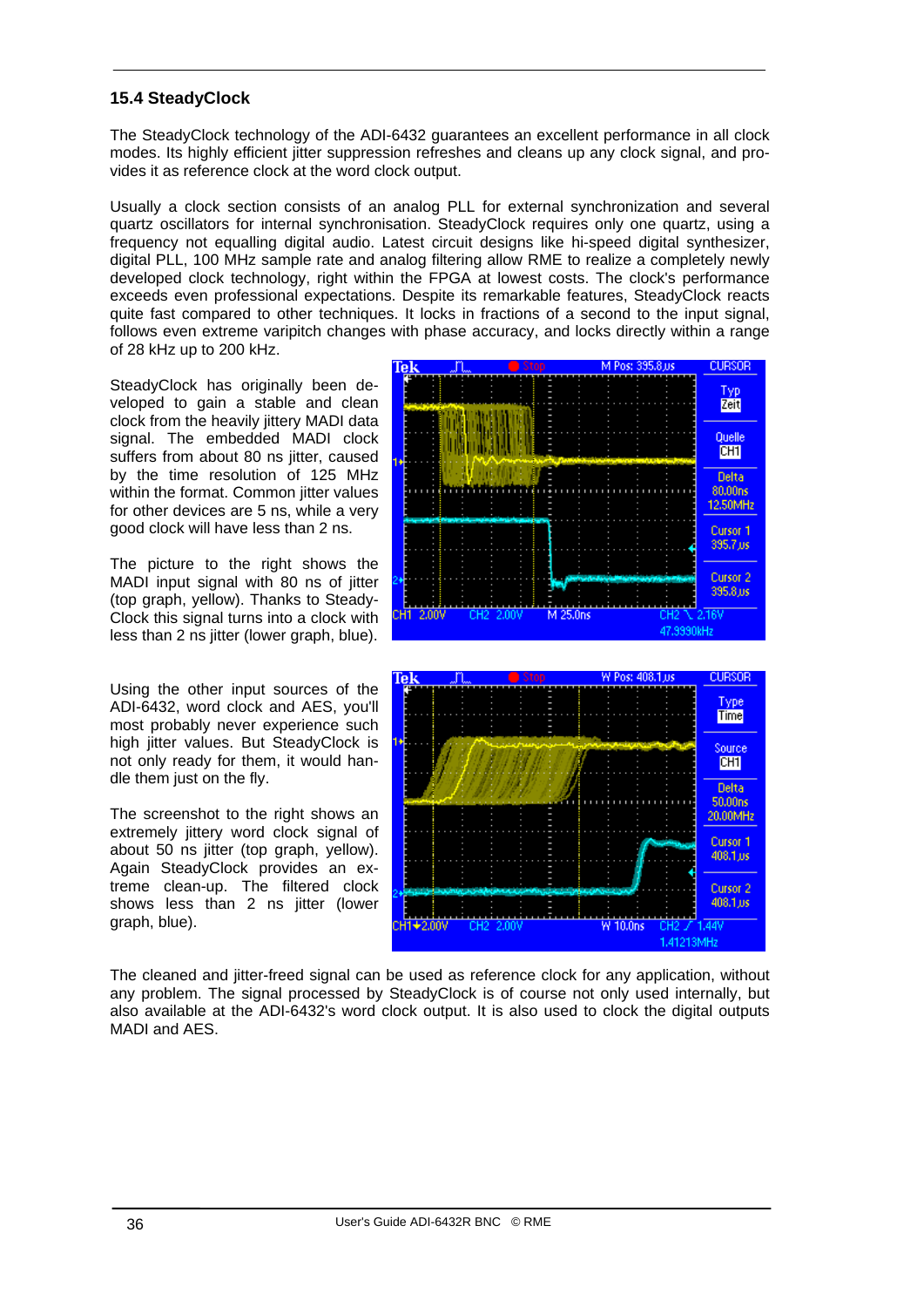## 15.4 SteadyClock

The SteadyClock technology of the ADI-6432 guarantees an excellent performance in all clock modes. Its highly efficient jitter suppression refreshes and cleans up any clock signal, and provides it as reference clock at the word clock output.

Usually a clock section consists of an analog PLL for external synchronization and several quartz oscillators for internal synchronisation. SteadyClock requires only one quartz, using a frequency not equalling digital audio. Latest circuit designs like hi-speed digital synthesizer, digital PLL, 100 MHz sample rate and analog filtering allow RME to realize a completely newly developed clock technology, right within the FPGA at lowest costs. The clock's performance exceeds even professional expectations. Despite its remarkable features, SteadyClock reacts quite fast compared to other techniques. It locks in fractions of a second to the input signal, follows even extreme varipitch changes with phase accuracy, and locks directly within a range of 28 kHz up to 200 kHz.

SteadyClock has originally been developed to gain a stable and clean clock from the heavily jittery MADI data signal. The embedded MADI clock suffers from about 80 ns jitter, caused by the time resolution of 125 MHz within the format. Common jitter values for other devices are 5 ns, while a very good clock will have less than 2 ns.

The picture to the right shows the MADI input signal with 80 ns of jitter (top graph, yellow). Thanks to SteadyClock this signal turns into a clock with less than 2 ns jitter (lower graph, blue).

Using the other input sources of the ADI-6432, word clock and AES, you'll most probably never experience such high jitter values. But SteadyClock is not only ready for them, it would handle them just on the fly.

The screenshot to the right shows an extremely jittery word clock signal of about 50 ns jitter (top graph, yellow). Again SteadyClock provides an extreme clean-up. The filtered clock shows less than 2 ns jitter (lower graph, blue).

The cleaned and jitter-freed signal can be used as reference clock for any application, without any problem. The signal processed by SteadyClock is of course not only used internally, but also available at the ADI-6432's word clock output. It is also used to clock the digital outputs MADI and AES.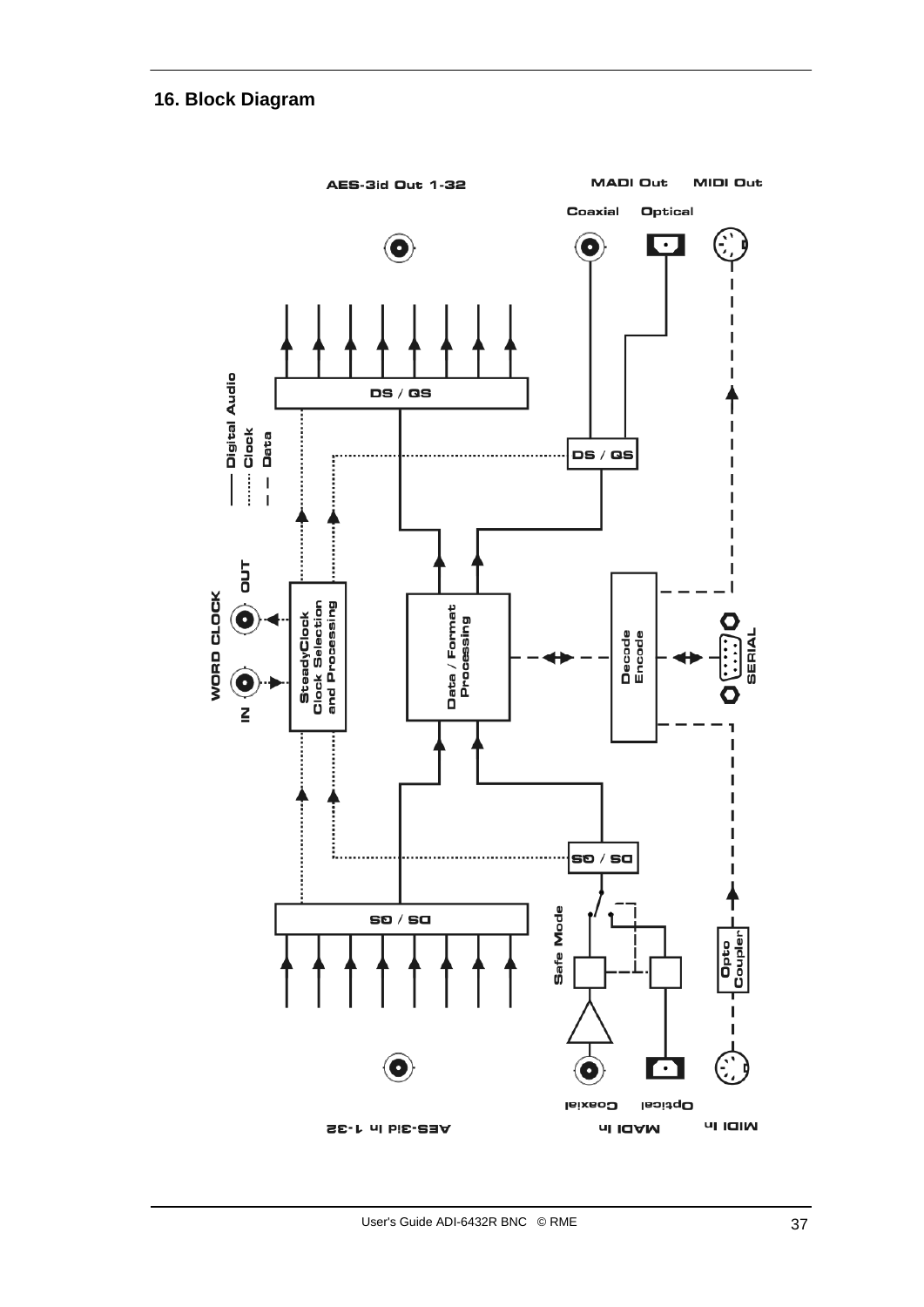## 16. Block Diagram

AES-3id Out 1-32

MADI Out

Coaxial

Optical

MIDI Out

DS / QS

DS / QS

Digital Audio

Clock

Data

WORD CLOCK

IN

OUT

SteadyClock Clock Selection and Processing

Data / Format Processing

Decode Encode

SERIAL

DS / QS

DS / QS

Safe Mode

Opto Coupler

AES-3id In 1-32

MADI In

Coaxial

Optical

MIDI In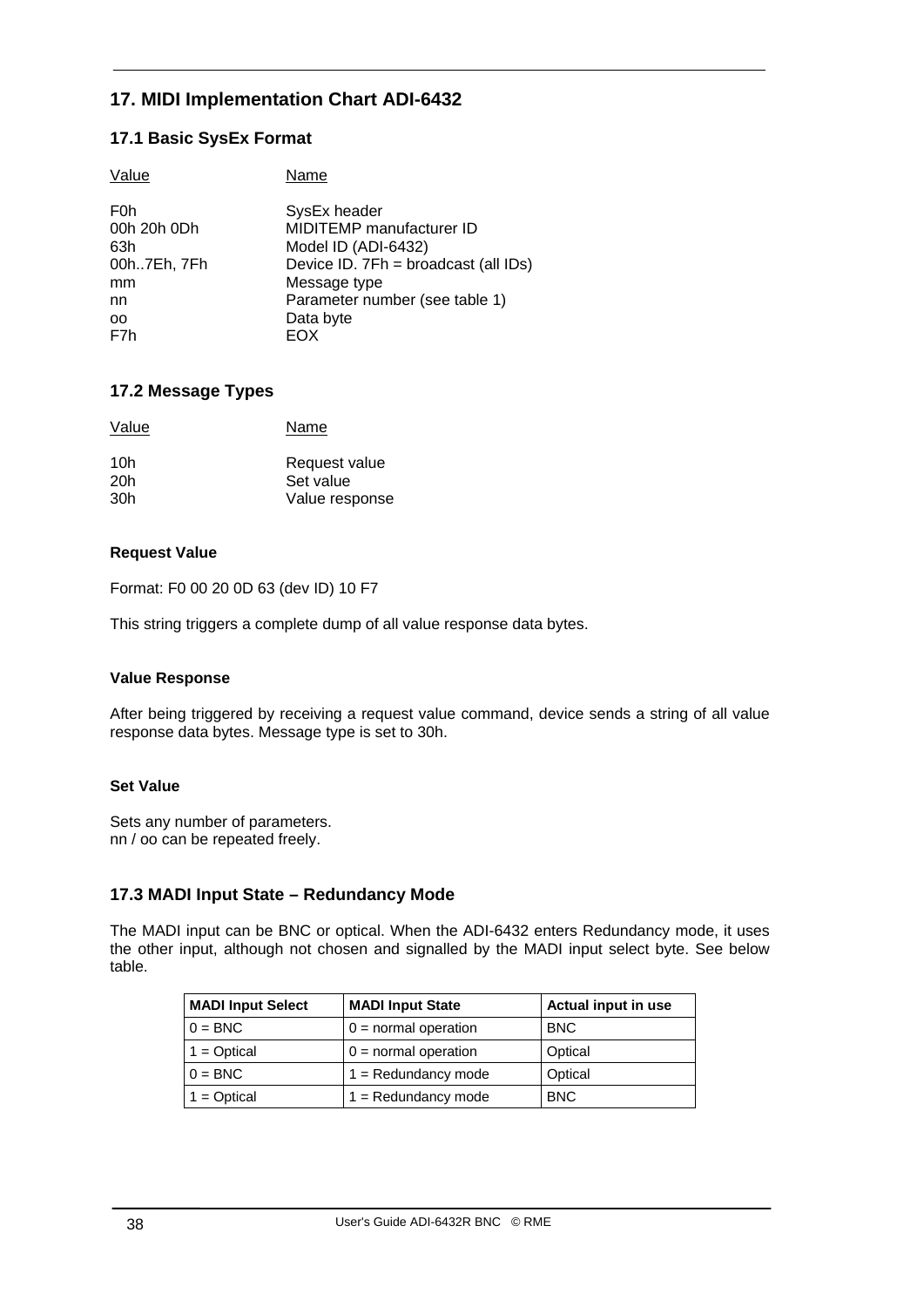## 17. MIDI Implementation Chart ADI-6432

### 17.1 Basic SysEx Format

| Value | Name |
|---|---|
| F0h | SysEx header |
| 00h 20h 0Dh | MIDITEMP manufacturer ID |
| 63h | Model ID (ADI-6432) |
| 00h..7Eh, 7Fh | Device ID. 7Fh = broadcast (all IDs) |
| mm | Message type |
| nn | Parameter number (see table 1) |
| oo | Data byte |
| F7h | EOX |

### 17.2 Message Types

| Value | Name |
|---|---|
| 10h | Request value |
| 20h | Set value |
| 30h | Value response |

**Request Value**

Format: F0 00 20 0D 63 (dev ID) 10 F7

This string triggers a complete dump of all value response data bytes.

**Value Response**

After being triggered by receiving a request value command, device sends a string of all value response data bytes. Message type is set to 30h.

**Set Value**

Sets any number of parameters.
nn / oo can be repeated freely.

### 17.3 MADI Input State – Redundancy Mode

The MADI input can be BNC or optical. When the ADI-6432 enters Redundancy mode, it uses the other input, although not chosen and signalled by the MADI input select byte. See below table.

| MADI Input Select | MADI Input State | Actual input in use |
|---|---|---|
| 0 = BNC | 0 = normal operation | BNC |
| 1 = Optical | 0 = normal operation | Optical |
| 0 = BNC | 1 = Redundancy mode | Optical |
| 1 = Optical | 1 = Redundancy mode | BNC |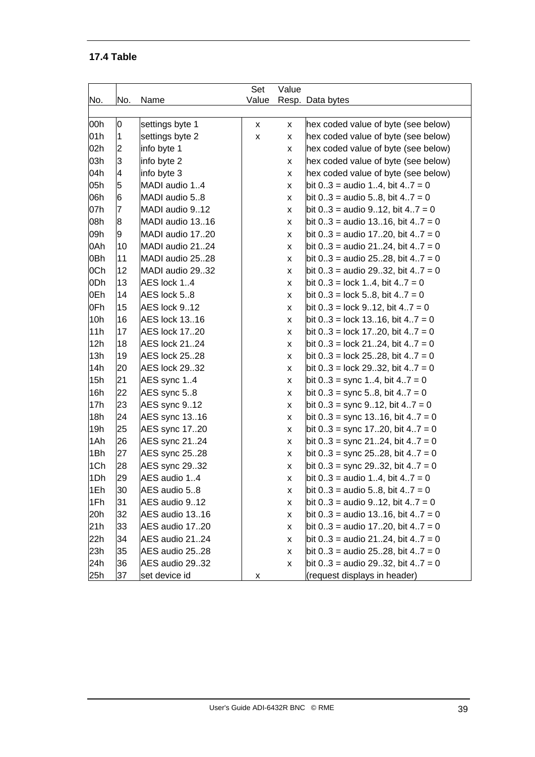### 17.4 Table

| No. | No. | Name | Set Value | Value Resp. | Data bytes |
|---|---|---|---|---|---|
| 00h | 0 | settings byte 1 | x | x | hex coded value of byte (see below) |
| 01h | 1 | settings byte 2 | x | x | hex coded value of byte (see below) |
| 02h | 2 | info byte 1 | | x | hex coded value of byte (see below) |
| 03h | 3 | info byte 2 | | x | hex coded value of byte (see below) |
| 04h | 4 | info byte 3 | | x | hex coded value of byte (see below) |
| 05h | 5 | MADI audio 1..4 | | x | bit 0..3 = audio 1..4, bit 4..7 = 0 |
| 06h | 6 | MADI audio 5..8 | | x | bit 0..3 = audio 5..8, bit 4..7 = 0 |
| 07h | 7 | MADI audio 9..12 | | x | bit 0..3 = audio 9..12, bit 4..7 = 0 |
| 08h | 8 | MADI audio 13..16 | | x | bit 0..3 = audio 13..16, bit 4..7 = 0 |
| 09h | 9 | MADI audio 17..20 | | x | bit 0..3 = audio 17..20, bit 4..7 = 0 |
| 0Ah | 10 | MADI audio 21..24 | | x | bit 0..3 = audio 21..24, bit 4..7 = 0 |
| 0Bh | 11 | MADI audio 25..28 | | x | bit 0..3 = audio 25..28, bit 4..7 = 0 |
| 0Ch | 12 | MADI audio 29..32 | | x | bit 0..3 = audio 29..32, bit 4..7 = 0 |
| 0Dh | 13 | AES lock 1..4 | | x | bit 0..3 = lock 1..4, bit 4..7 = 0 |
| 0Eh | 14 | AES lock 5..8 | | x | bit 0..3 = lock 5..8, bit 4..7 = 0 |
| 0Fh | 15 | AES lock 9..12 | | x | bit 0..3 = lock 9..12, bit 4..7 = 0 |
| 10h | 16 | AES lock 13..16 | | x | bit 0..3 = lock 13..16, bit 4..7 = 0 |
| 11h | 17 | AES lock 17..20 | | x | bit 0..3 = lock 17..20, bit 4..7 = 0 |
| 12h | 18 | AES lock 21..24 | | x | bit 0..3 = lock 21..24, bit 4..7 = 0 |
| 13h | 19 | AES lock 25..28 | | x | bit 0..3 = lock 25..28, bit 4..7 = 0 |
| 14h | 20 | AES lock 29..32 | | x | bit 0..3 = lock 29..32, bit 4..7 = 0 |
| 15h | 21 | AES sync 1..4 | | x | bit 0..3 = sync 1..4, bit 4..7 = 0 |
| 16h | 22 | AES sync 5..8 | | x | bit 0..3 = sync 5..8, bit 4..7 = 0 |
| 17h | 23 | AES sync 9..12 | | x | bit 0..3 = sync 9..12, bit 4..7 = 0 |
| 18h | 24 | AES sync 13..16 | | x | bit 0..3 = sync 13..16, bit 4..7 = 0 |
| 19h | 25 | AES sync 17..20 | | x | bit 0..3 = sync 17..20, bit 4..7 = 0 |
| 1Ah | 26 | AES sync 21..24 | | x | bit 0..3 = sync 21..24, bit 4..7 = 0 |
| 1Bh | 27 | AES sync 25..28 | | x | bit 0..3 = sync 25..28, bit 4..7 = 0 |
| 1Ch | 28 | AES sync 29..32 | | x | bit 0..3 = sync 29..32, bit 4..7 = 0 |
| 1Dh | 29 | AES audio 1..4 | | x | bit 0..3 = audio 1..4, bit 4..7 = 0 |
| 1Eh | 30 | AES audio 5..8 | | x | bit 0..3 = audio 5..8, bit 4..7 = 0 |
| 1Fh | 31 | AES audio 9..12 | | x | bit 0..3 = audio 9..12, bit 4..7 = 0 |
| 20h | 32 | AES audio 13..16 | | x | bit 0..3 = audio 13..16, bit 4..7 = 0 |
| 21h | 33 | AES audio 17..20 | | x | bit 0..3 = audio 17..20, bit 4..7 = 0 |
| 22h | 34 | AES audio 21..24 | | x | bit 0..3 = audio 21..24, bit 4..7 = 0 |
| 23h | 35 | AES audio 25..28 | | x | bit 0..3 = audio 25..28, bit 4..7 = 0 |
| 24h | 36 | AES audio 29..32 | | x | bit 0..3 = audio 29..32, bit 4..7 = 0 |
| 25h | 37 | set device id | x | | (request displays in header) |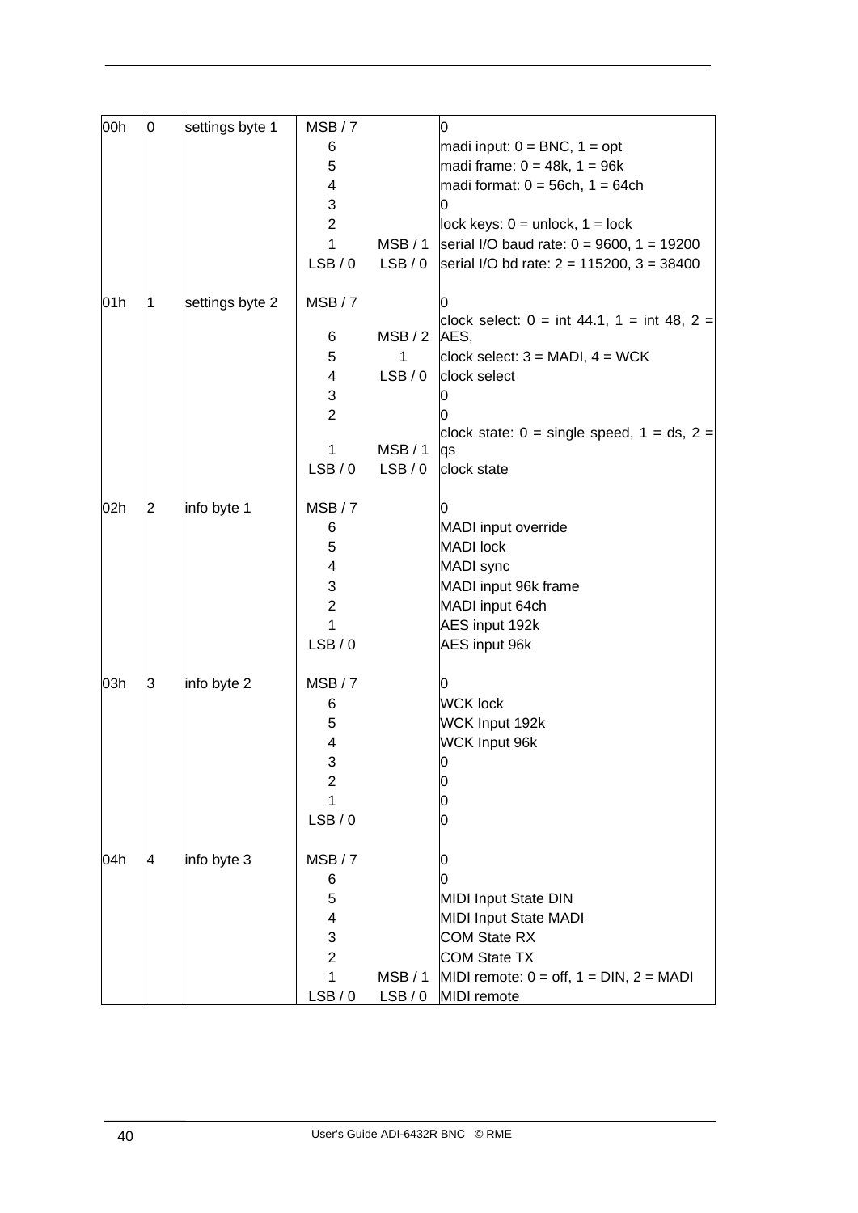| | | | | | |
|---|---|---|---|---|---|
| 00h | 0 | settings byte 1 | MSB / 7 | | 0 |
| | | | 6 | | madi input: 0 = BNC, 1 = opt |
| | | | 5 | | madi frame: 0 = 48k, 1 = 96k |
| | | | 4 | | madi format: 0 = 56ch, 1 = 64ch |
| | | | 3 | | 0 |
| | | | 2 | | lock keys: 0 = unlock, 1 = lock |
| | | | 1 | MSB / 1 | serial I/O baud rate: 0 = 9600, 1 = 19200 |
| | | | LSB / 0 | LSB / 0 | serial I/O bd rate: 2 = 115200, 3 = 38400 |
| 01h | 1 | settings byte 2 | MSB / 7 | | 0 |
| | | | 6 | MSB / 2 | clock select: 0 = int 44.1, 1 = int 48, 2 = AES, |
| | | | 5 | 1 | clock select: 3 = MADI, 4 = WCK |
| | | | 4 | LSB / 0 | clock select |
| | | | 3 | | 0 |
| | | | 2 | | 0 |
| | | | 1 | MSB / 1 | clock state: 0 = single speed, 1 = ds, 2 = qs |
| | | | LSB / 0 | LSB / 0 | clock state |
| 02h | 2 | info byte 1 | MSB / 7 | | 0 |
| | | | 6 | | MADI input override |
| | | | 5 | | MADI lock |
| | | | 4 | | MADI sync |
| | | | 3 | | MADI input 96k frame |
| | | | 2 | | MADI input 64ch |
| | | | 1 | | AES input 192k |
| | | | LSB / 0 | | AES input 96k |
| 03h | 3 | info byte 2 | MSB / 7 | | 0 |
| | | | 6 | | WCK lock |
| | | | 5 | | WCK Input 192k |
| | | | 4 | | WCK Input 96k |
| | | | 3 | | 0 |
| | | | 2 | | 0 |
| | | | 1 | | 0 |
| | | | LSB / 0 | | 0 |
| 04h | 4 | info byte 3 | MSB / 7 | | 0 |
| | | | 6 | | 0 |
| | | | 5 | | MIDI Input State DIN |
| | | | 4 | | MIDI Input State MADI |
| | | | 3 | | COM State RX |
| | | | 2 | | COM State TX |
| | | | 1 | MSB / 1 | MIDI remote: 0 = off, 1 = DIN, 2 = MADI |
| | | | LSB / 0 | LSB / 0 | MIDI remote |

User's Guide ADI-6432R BNC © RME